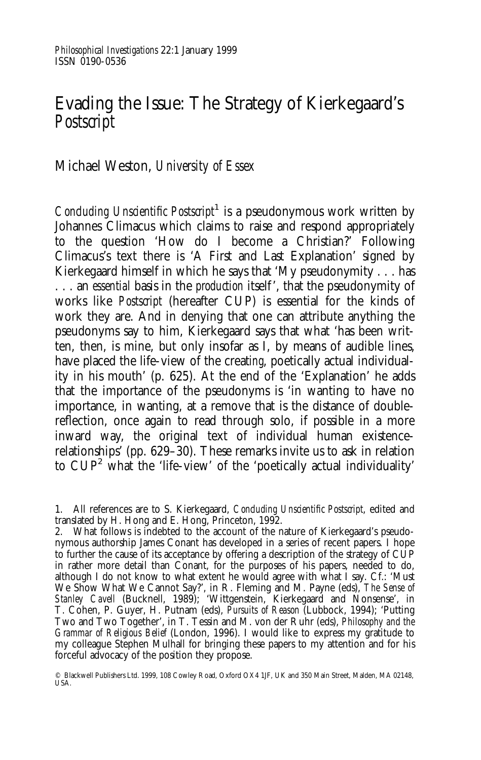# Evading the Issue: The Strategy of Kierkegaard's *Postscript*

Michael Weston, *University of Essex*

*Concluding Unscientific Postscript*[1] is a pseudonymous work written by Johannes Climacus which claims to raise and respond appropriately to the question 'How do I become a Christian?' Following Climacus's text there is 'A First and Last Explanation' signed by Kierkegaard himself in which he says that 'My pseudonymity . . . has . . . an *essential* basis in the *production* itself', that the pseudonymity of works like *Postscript* (hereafter CUP) is essential for the kinds of work they are. And in denying that one can attribute anything the pseudonyms say to him, Kierkegaard says that what 'has been written, then, is mine, but only insofar as I, by means of audible lines, have placed the life-view of the creat*ing*, poetically actual individuality in his mouth' (p. 625). At the end of the 'Explanation' he adds that the importance of the pseudonyms is 'in wanting to have no importance, in wanting, at a remove that is the distance of double-reflection, once again to read through solo, if possible in a more inward way, the original text of individual human existence-relationships' (pp. 629–30). These remarks invite us to ask in relation to CUP[2] what the 'life-view' of the 'poetically actual individuality'

1. All references are to S. Kierkegaard, *Concluding Unscientific Postscript*, edited and translated by H. Hong and E. Hong, Princeton, 1992.

2. What follows is indebted to the account of the nature of Kierkegaard's pseudonymous authorship James Conant has developed in a series of recent papers. I hope to further the cause of its acceptance by offering a description of the strategy of CUP in rather more detail than Conant, for the purposes of his papers, needed to do, although I do not know to what extent he would agree with what I say. Cf.: 'Must We Show What We Cannot Say?', in R. Fleming and M. Payne (eds), *The Sense of Stanley Cavell* (Bucknell, 1989); 'Wittgenstein, Kierkegaard and Nonsense', in T. Cohen, P. Guyer, H. Putnam (eds), *Pursuits of Reason* (Lubbock, 1994); 'Putting Two and Two Together', in T. Tessin and M. von der Ruhr (eds), *Philosophy and the Grammar of Religious Belief* (London, 1996). I would like to express my gratitude to my colleague Stephen Mulhall for bringing these papers to my attention and for his forceful advocacy of the position they propose.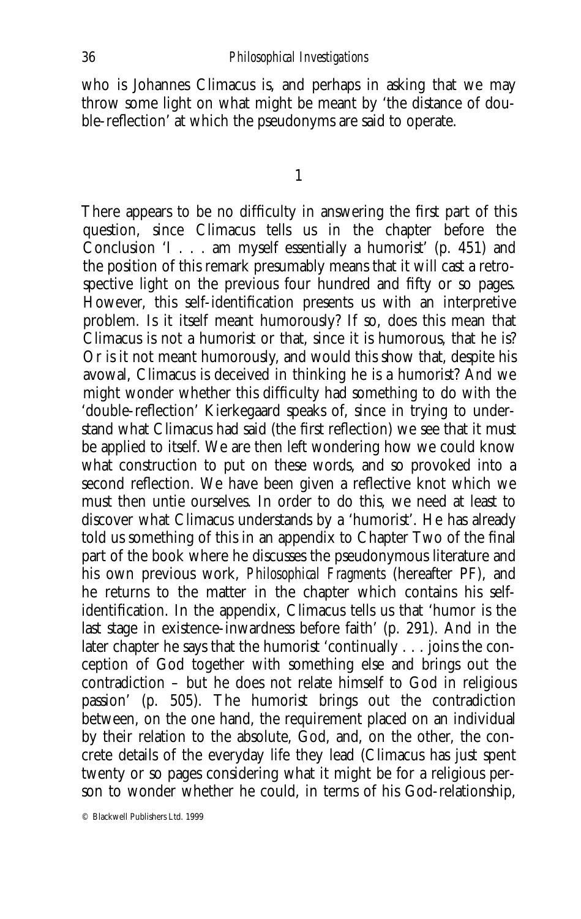who is Johannes Climacus is, and perhaps in asking that we may throw some light on what might be meant by 'the distance of double-reflection' at which the pseudonyms are said to operate.

## 1

There appears to be no difficulty in answering the first part of this question, since Climacus tells us in the chapter before the Conclusion 'I . . . am myself essentially a humorist' (p. 451) and the position of this remark presumably means that it will cast a retrospective light on the previous four hundred and fifty or so pages. However, this self-identification presents us with an interpretive problem. Is it itself meant humorously? If so, does this mean that Climacus is not a humorist or that, since it is humorous, that he is? Or is it not meant humorously, and would this show that, despite his avowal, Climacus is deceived in thinking he is a humorist? And we might wonder whether this difficulty had something to do with the 'double-reflection' Kierkegaard speaks of, since in trying to understand what Climacus had said (the first reflection) we see that it must be applied to itself. We are then left wondering how we could know what construction to put on these words, and so provoked into a second reflection. We have been given a reflective knot which we must then untie ourselves. In order to do this, we need at least to discover what Climacus understands by a 'humorist'. He has already told us something of this in an appendix to Chapter Two of the final part of the book where he discusses the pseudonymous literature and his own previous work, *Philosophical Fragments* (hereafter PF), and he returns to the matter in the chapter which contains his self-identification. In the appendix, Climacus tells us that 'humor is the last stage in existence-inwardness before faith' (p. 291). And in the later chapter he says that the humorist 'continually . . . joins the conception of God together with something else and brings out the contradiction – but he does not relate himself to God in religious passion' (p. 505). The humorist brings out the contradiction between, on the one hand, the requirement placed on an individual by their relation to the absolute, God, and, on the other, the concrete details of the everyday life they lead (Climacus has just spent twenty or so pages considering what it might be for a religious person to wonder whether he could, in terms of his God-relationship,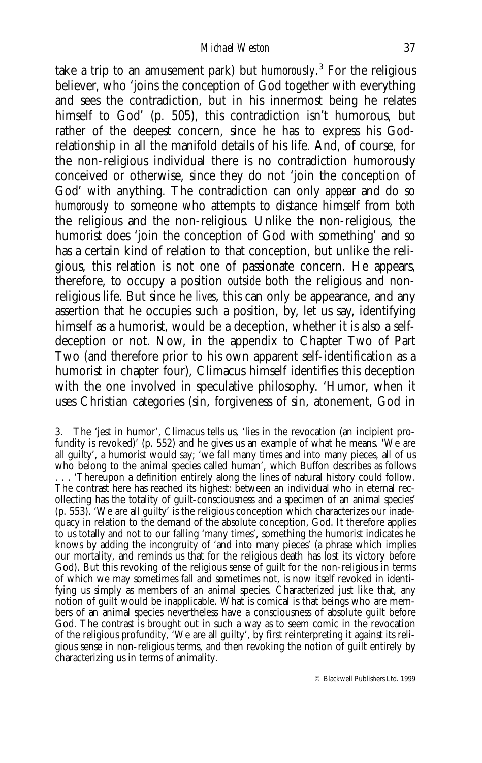take a trip to an amusement park) but *humorously*.[3] For the religious believer, who 'joins the conception of God together with everything and sees the contradiction, but in his innermost being he relates himself to God' (p. 505), this contradiction isn't humorous, but rather of the deepest concern, since he has to express his God-relationship in all the manifold details of his life. And, of course, for the non-religious individual there is no contradiction humorously conceived or otherwise, since they do not 'join the conception of God' with anything. The contradiction can only *appear* and do so *humorously* to someone who attempts to distance himself from *both* the religious and the non-religious. Unlike the non-religious, the humorist does 'join the conception of God with something' and so has a certain kind of relation to that conception, but unlike the religious, this relation is not one of passionate concern. He appears, therefore, to occupy a position *outside* both the religious and non-religious life. But since he *lives*, this can only be appearance, and any assertion that he occupies such a position, by, let us say, identifying himself as a humorist, would be a deception, whether it is also a self-deception or not. Now, in the appendix to Chapter Two of Part Two (and therefore prior to his own apparent self-identification as a humorist in chapter four), Climacus himself identifies this deception with the one involved in speculative philosophy. 'Humor, when it uses Christian categories (sin, forgiveness of sin, atonement, God in

3. The 'jest in humor', Climacus tells us, 'lies in the revocation (an incipient profundity is revoked)' (p. 552) and he gives us an example of what he means. 'We are all guilty', a humorist would say; 'we fall many times and into many pieces, all of us who belong to the animal species called human', which Buffon describes as follows . . . 'Thereupon a definition entirely along the lines of natural history could follow. The contrast here has reached its highest: between an individual who in eternal recollecting has the totality of guilt-consciousness and a specimen of an animal species' (p. 553). 'We are all guilty' is the religious conception which characterizes our inadequacy in relation to the demand of the absolute conception, God. It therefore applies to us totally and not to our falling 'many times', something the humorist indicates he knows by adding the incongruity of 'and into many pieces' (a phrase which implies our mortality, and reminds us that for the religious death has lost its victory before God). But this revoking of the religious sense of guilt for the non-religious in terms of which we may sometimes fall and sometimes not, is now itself revoked in identifying us simply as members of an animal species. Characterized just like that, any notion of guilt would be inapplicable. What is comical is that beings who are members of an animal species nevertheless have a consciousness of absolute guilt before God. The contrast is brought out in such a way as to seem comic in the revocation of the religious profundity, 'We are all guilty', by first reinterpreting it against its religious sense in non-religious terms, and then revoking the notion of guilt entirely by characterizing us in terms of animality.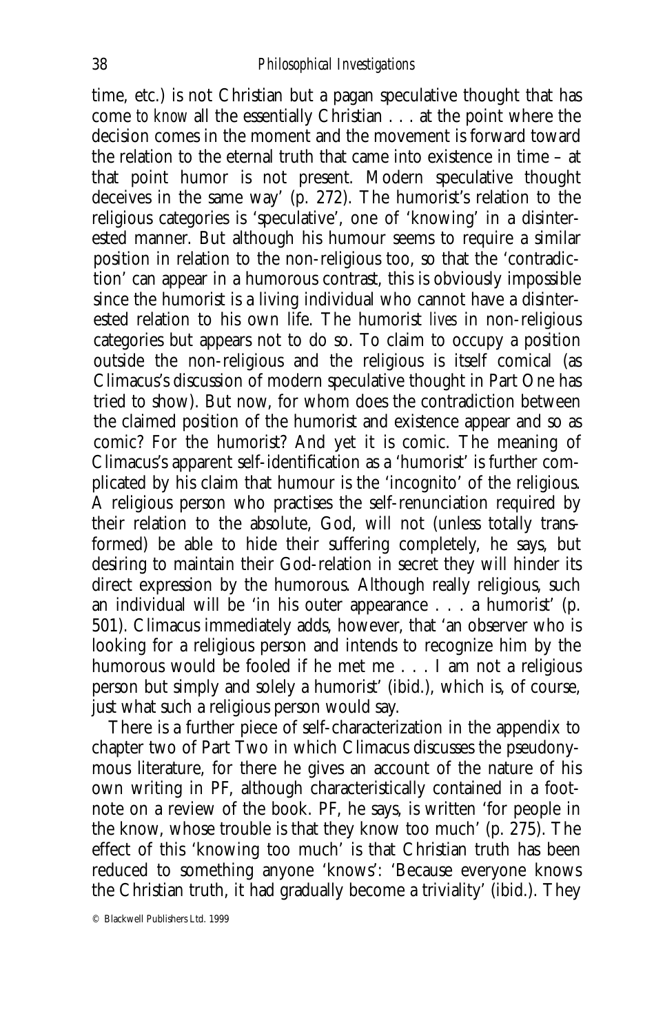time, etc.) is not Christian but a pagan speculative thought that has come *to know* all the essentially Christian . . . at the point where the decision comes in the moment and the movement is forward toward the relation to the eternal truth that came into existence in time – at that point humor is not present. Modern speculative thought deceives in the same way' (p. 272). The humorist's relation to the religious categories is 'speculative', one of 'knowing' in a disinterested manner. But although his humour seems to require a similar position in relation to the non-religious too, so that the 'contradiction' can appear in a humorous contrast, this is obviously impossible since the humorist is a living individual who cannot have a disinterested relation to his own life. The humorist *lives* in non-religious categories but appears not to do so. To claim to occupy a position outside the non-religious and the religious is itself comical (as Climacus's discussion of modern speculative thought in Part One has tried to show). But now, for whom does the contradiction between the claimed position of the humorist and existence appear and so as comic? For the humorist? And yet it is comic. The meaning of Climacus's apparent self-identification as a 'humorist' is further complicated by his claim that humour is the 'incognito' of the religious. A religious person who practises the self-renunciation required by their relation to the absolute, God, will not (unless totally transformed) be able to hide their suffering completely, he says, but desiring to maintain their God-relation in secret they will hinder its direct expression by the humorous. Although really religious, such an individual will be 'in his outer appearance . . . a humorist' (p. 501). Climacus immediately adds, however, that 'an observer who is looking for a religious person and intends to recognize him by the humorous would be fooled if he met me . . . I am not a religious person but simply and solely a humorist' (ibid.), which is, of course, just what such a religious person would say.

There is a further piece of self-characterization in the appendix to chapter two of Part Two in which Climacus discusses the pseudonymous literature, for there he gives an account of the nature of his own writing in PF, although characteristically contained in a footnote on a review of the book. PF, he says, is written 'for people in the know, whose trouble is that they know too much' (p. 275). The effect of this 'knowing too much' is that Christian truth has been reduced to something anyone 'knows': 'Because everyone knows the Christian truth, it had gradually become a triviality' (ibid.). They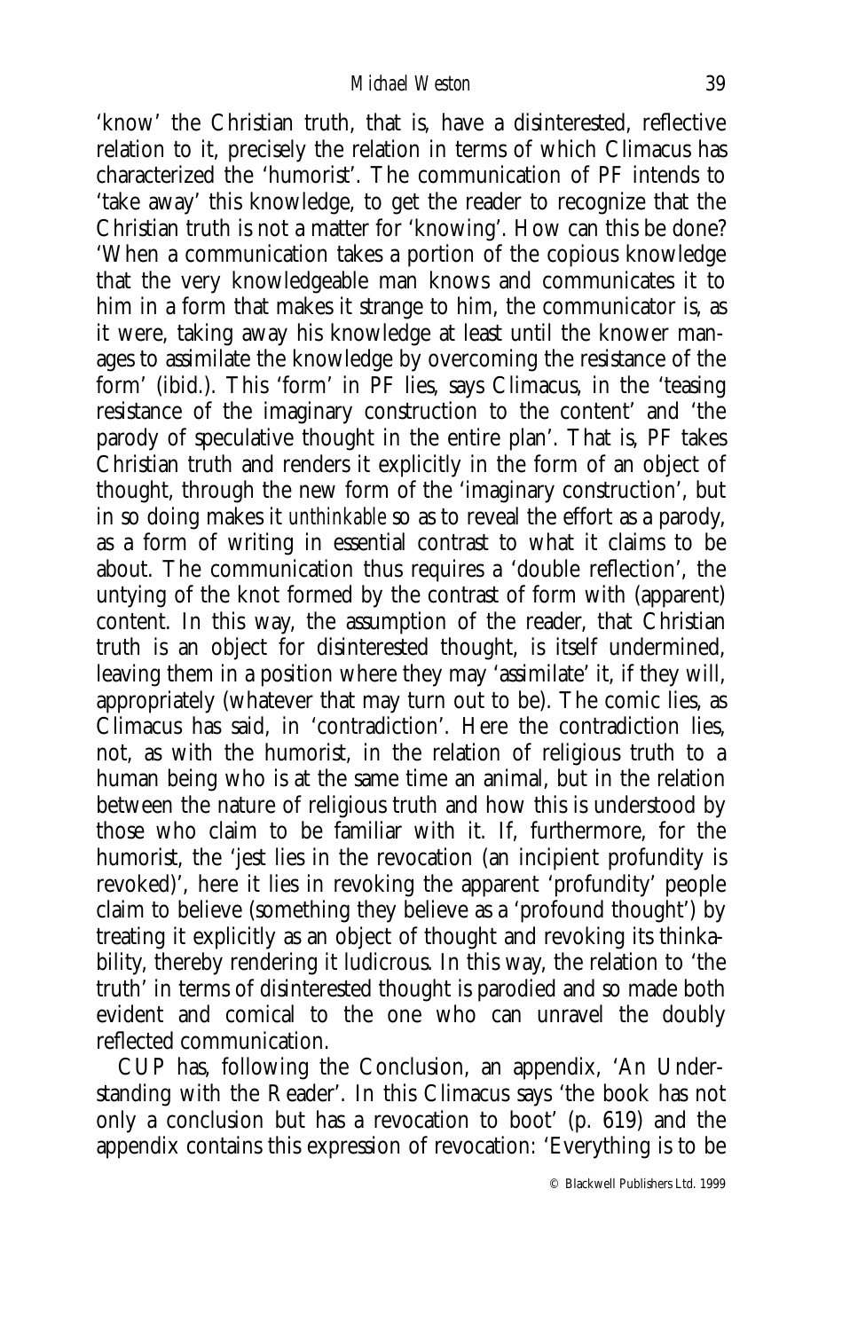'know' the Christian truth, that is, have a disinterested, reflective relation to it, precisely the relation in terms of which Climacus has characterized the 'humorist'. The communication of PF intends to 'take away' this knowledge, to get the reader to recognize that the Christian truth is not a matter for 'knowing'. How can this be done? 'When a communication takes a portion of the copious knowledge that the very knowledgeable man knows and communicates it to him in a form that makes it strange to him, the communicator is, as it were, taking away his knowledge at least until the knower manages to assimilate the knowledge by overcoming the resistance of the form' (ibid.). This 'form' in PF lies, says Climacus, in the 'teasing resistance of the imaginary construction to the content' and 'the parody of speculative thought in the entire plan'. That is, PF takes Christian truth and renders it explicitly in the form of an object of thought, through the new form of the 'imaginary construction', but in so doing makes it *unthinkable* so as to reveal the effort as a parody, as a form of writing in essential contrast to what it claims to be about. The communication thus requires a 'double reflection', the untying of the knot formed by the contrast of form with (apparent) content. In this way, the assumption of the reader, that Christian truth is an object for disinterested thought, is itself undermined, leaving them in a position where they may 'assimilate' it, if they will, appropriately (whatever that may turn out to be). The comic lies, as Climacus has said, in 'contradiction'. Here the contradiction lies, not, as with the humorist, in the relation of religious truth to a human being who is at the same time an animal, but in the relation between the nature of religious truth and how this is understood by those who claim to be familiar with it. If, furthermore, for the humorist, the 'jest lies in the revocation (an incipient profundity is revoked)', here it lies in revoking the apparent 'profundity' people claim to believe (something they believe as a 'profound thought') by treating it explicitly as an object of thought and revoking its thinkability, thereby rendering it ludicrous. In this way, the relation to 'the truth' in terms of disinterested thought is parodied and so made both evident and comical to the one who can unravel the doubly reflected communication.

CUP has, following the Conclusion, an appendix, 'An Understanding with the Reader'. In this Climacus says 'the book has not only a conclusion but has a revocation to boot' (p. 619) and the appendix contains this expression of revocation: 'Everything is to be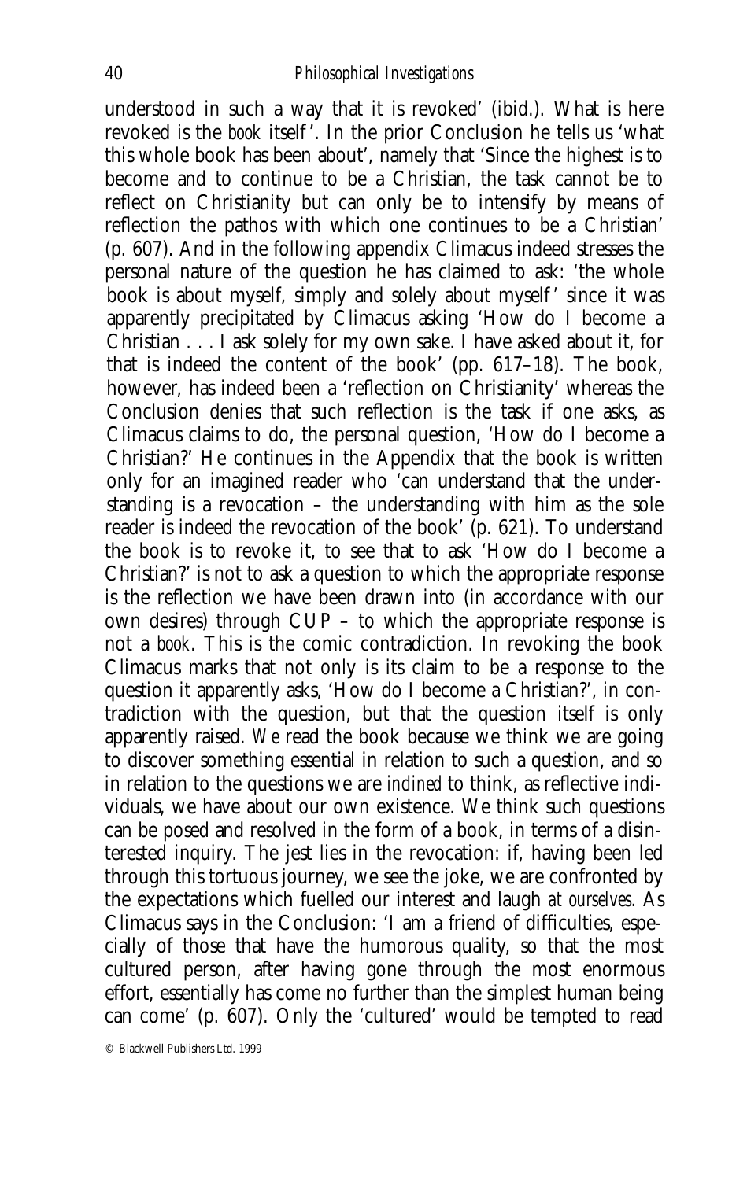understood in such a way that it is revoked' (ibid.). What is here revoked is the *book* itself'. In the prior Conclusion he tells us 'what this whole book has been about', namely that 'Since the highest is to become and to continue to be a Christian, the task cannot be to reflect on Christianity but can only be to intensify by means of reflection the pathos with which one continues to be a Christian' (p. 607). And in the following appendix Climacus indeed stresses the personal nature of the question he has claimed to ask: 'the whole book is about myself, simply and solely about myself' since it was apparently precipitated by Climacus asking 'How do I become a Christian . . . I ask solely for my own sake. I have asked about it, for that is indeed the content of the book' (pp. 617–18). The book, however, has indeed been a 'reflection on Christianity' whereas the Conclusion denies that such reflection is the task if one asks, as Climacus claims to do, the personal question, 'How do I become a Christian?' He continues in the Appendix that the book is written only for an imagined reader who 'can understand that the understanding is a revocation – the understanding with him as the sole reader is indeed the revocation of the book' (p. 621). To understand the book is to revoke it, to see that to ask 'How do I become a Christian?' is not to ask a question to which the appropriate response is the reflection we have been drawn into (in accordance with our own desires) through CUP – to which the appropriate response is not a *book*. This is the comic contradiction. In revoking the book Climacus marks that not only is its claim to be a response to the question it apparently asks, 'How do I become a Christian?', in contradiction with the question, but that the question itself is only apparently raised. *We* read the book because we think we are going to discover something essential in relation to such a question, and so in relation to the questions we are *inclined* to think, as reflective individuals, we have about our own existence. We think such questions can be posed and resolved in the form of a book, in terms of a disinterested inquiry. The jest lies in the revocation: if, having been led through this tortuous journey, we see the joke, we are confronted by the expectations which fuelled our interest and laugh *at ourselves*. As Climacus says in the Conclusion: 'I am a friend of difficulties, especially of those that have the humorous quality, so that the most cultured person, after having gone through the most enormous effort, essentially has come no further than the simplest human being can come' (p. 607). Only the 'cultured' would be tempted to read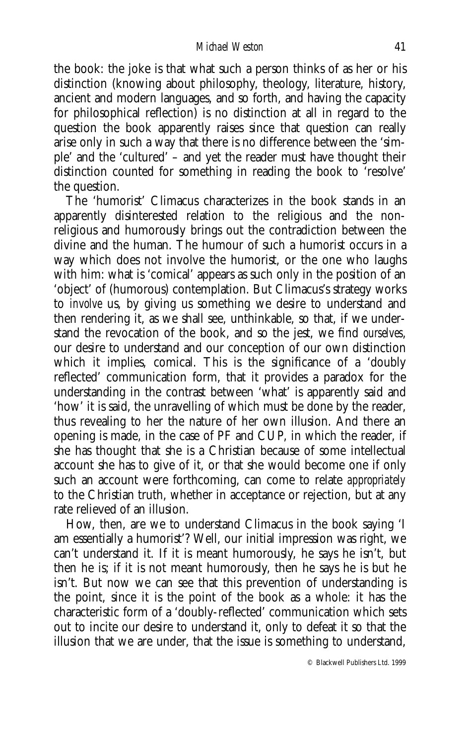the book: the joke is that what such a person thinks of as her or his distinction (knowing about philosophy, theology, literature, history, ancient and modern languages, and so forth, and having the capacity for philosophical reflection) is no distinction at all in regard to the question the book apparently raises since that question can really arise only in such a way that there is no difference between the 'simple' and the 'cultured' – and yet the reader must have thought their distinction counted for something in reading the book to 'resolve' the question.

The 'humorist' Climacus characterizes in the book stands in an apparently disinterested relation to the religious and the non-religious and humorously brings out the contradiction between the divine and the human. The humour of such a humorist occurs in a way which does not involve the humorist, or the one who laughs with him: what is 'comical' appears as such only in the position of an 'object' of (humorous) contemplation. But Climacus's strategy works to *involve* us, by giving us something we desire to understand and then rendering it, as we shall see, unthinkable, so that, if we understand the revocation of the book, and so the jest, we find *ourselves*, our desire to understand and our conception of our own distinction which it implies, comical. This is the significance of a 'doubly reflected' communication form, that it provides a paradox for the understanding in the contrast between 'what' is apparently said and 'how' it is said, the unravelling of which must be done by the reader, thus revealing to her the nature of her own illusion. And there an opening is made, in the case of PF and CUP, in which the reader, if she has thought that she is a Christian because of some intellectual account she has to give of it, or that she would become one if only such an account were forthcoming, can come to relate *appropriately* to the Christian truth, whether in acceptance or rejection, but at any rate relieved of an illusion.

How, then, are we to understand Climacus in the book saying 'I am essentially a humorist'? Well, our initial impression was right, we can't understand it. If it is meant humorously, he says he isn't, but then he is; if it is not meant humorously, then he says he is but he isn't. But now we can see that this prevention of understanding is the point, since it is the point of the book as a whole: it has the characteristic form of a 'doubly-reflected' communication which sets out to incite our desire to understand it, only to defeat it so that the illusion that we are under, that the issue is something to understand,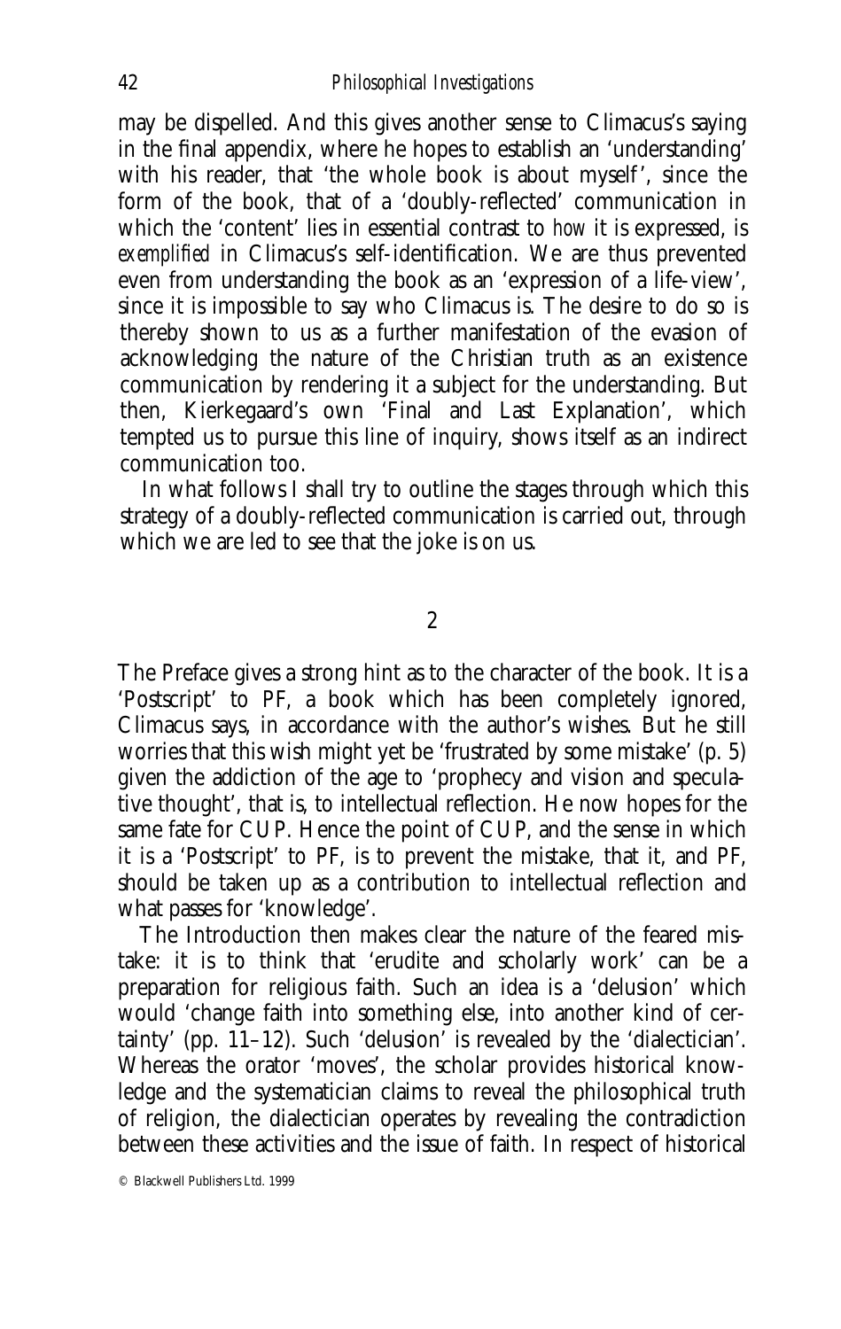may be dispelled. And this gives another sense to Climacus's saying in the final appendix, where he hopes to establish an 'understanding' with his reader, that 'the whole book is about myself', since the form of the book, that of a 'doubly-reflected' communication in which the 'content' lies in essential contrast to *how* it is expressed, is *exemplified* in Climacus's self-identification. We are thus prevented even from understanding the book as an 'expression of a life-view', since it is impossible to say who Climacus is. The desire to do so is thereby shown to us as a further manifestation of the evasion of acknowledging the nature of the Christian truth as an existence communication by rendering it a subject for the understanding. But then, Kierkegaard's own 'Final and Last Explanation', which tempted us to pursue this line of inquiry, shows itself as an indirect communication too.

In what follows I shall try to outline the stages through which this strategy of a doubly-reflected communication is carried out, through which we are led to see that the joke is on us.

## 2

The Preface gives a strong hint as to the character of the book. It is a 'Postscript' to PF, a book which has been completely ignored, Climacus says, in accordance with the author's wishes. But he still worries that this wish might yet be 'frustrated by some mistake' (p. 5) given the addiction of the age to 'prophecy and vision and speculative thought', that is, to intellectual reflection. He now hopes for the same fate for CUP. Hence the point of CUP, and the sense in which it is a 'Postscript' to PF, is to prevent the mistake, that it, and PF, should be taken up as a contribution to intellectual reflection and what passes for 'knowledge'.

The Introduction then makes clear the nature of the feared mistake: it is to think that 'erudite and scholarly work' can be a preparation for religious faith. Such an idea is a 'delusion' which would 'change faith into something else, into another kind of certainty' (pp. 11–12). Such 'delusion' is revealed by the 'dialectician'. Whereas the orator 'moves', the scholar provides historical knowledge and the systematician claims to reveal the philosophical truth of religion, the dialectician operates by revealing the contradiction between these activities and the issue of faith. In respect of historical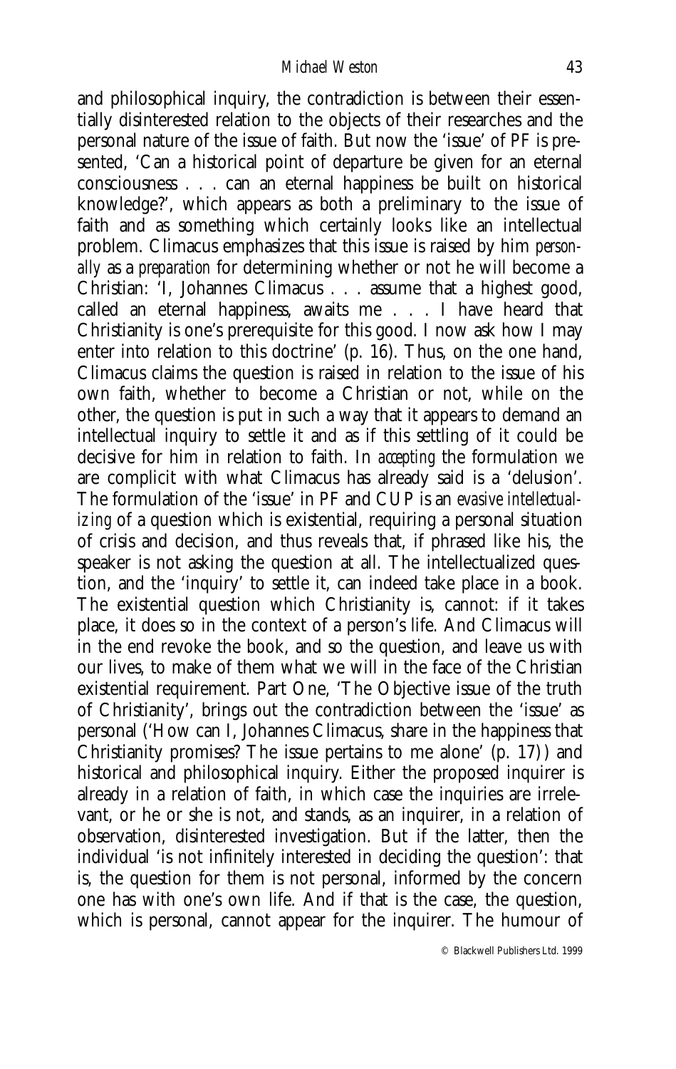and philosophical inquiry, the contradiction is between their essentially disinterested relation to the objects of their researches and the personal nature of the issue of faith. But now the 'issue' of PF is presented, 'Can a historical point of departure be given for an eternal consciousness . . . can an eternal happiness be built on historical knowledge?', which appears as both a preliminary to the issue of faith and as something which certainly looks like an intellectual problem. Climacus emphasizes that this issue is raised by him *personally* as a *preparation* for determining whether or not he will become a Christian: 'I, Johannes Climacus . . . assume that a highest good, called an eternal happiness, awaits me . . . I have heard that Christianity is one's prerequisite for this good. I now ask how I may enter into relation to this doctrine' (p. 16). Thus, on the one hand, Climacus claims the question is raised in relation to the issue of his own faith, whether to become a Christian or not, while on the other, the question is put in such a way that it appears to demand an intellectual inquiry to settle it and as if this settling of it could be decisive for him in relation to faith. In *accepting* the formulation *we* are complicit with what Climacus has already said is a 'delusion'. The formulation of the 'issue' in PF and CUP is an *evasive intellectualizing* of a question which is existential, requiring a personal situation of crisis and decision, and thus reveals that, if phrased like his, the speaker is not asking the question at all. The intellectualized question, and the 'inquiry' to settle it, can indeed take place in a book. The existential question which Christianity is, cannot: if it takes place, it does so in the context of a person's life. And Climacus will in the end revoke the book, and so the question, and leave us with our lives, to make of them what we will in the face of the Christian existential requirement. Part One, 'The Objective issue of the truth of Christianity', brings out the contradiction between the 'issue' as personal ('How can I, Johannes Climacus, share in the happiness that Christianity promises? The issue pertains to me alone' (p. 17)) and historical and philosophical inquiry. Either the proposed inquirer is already in a relation of faith, in which case the inquiries are irrelevant, or he or she is not, and stands, as an inquirer, in a relation of observation, disinterested investigation. But if the latter, then the individual 'is not infinitely interested in deciding the question': that is, the question for them is not personal, informed by the concern one has with one's own life. And if that is the case, the question, which is personal, cannot appear for the inquirer. The humour of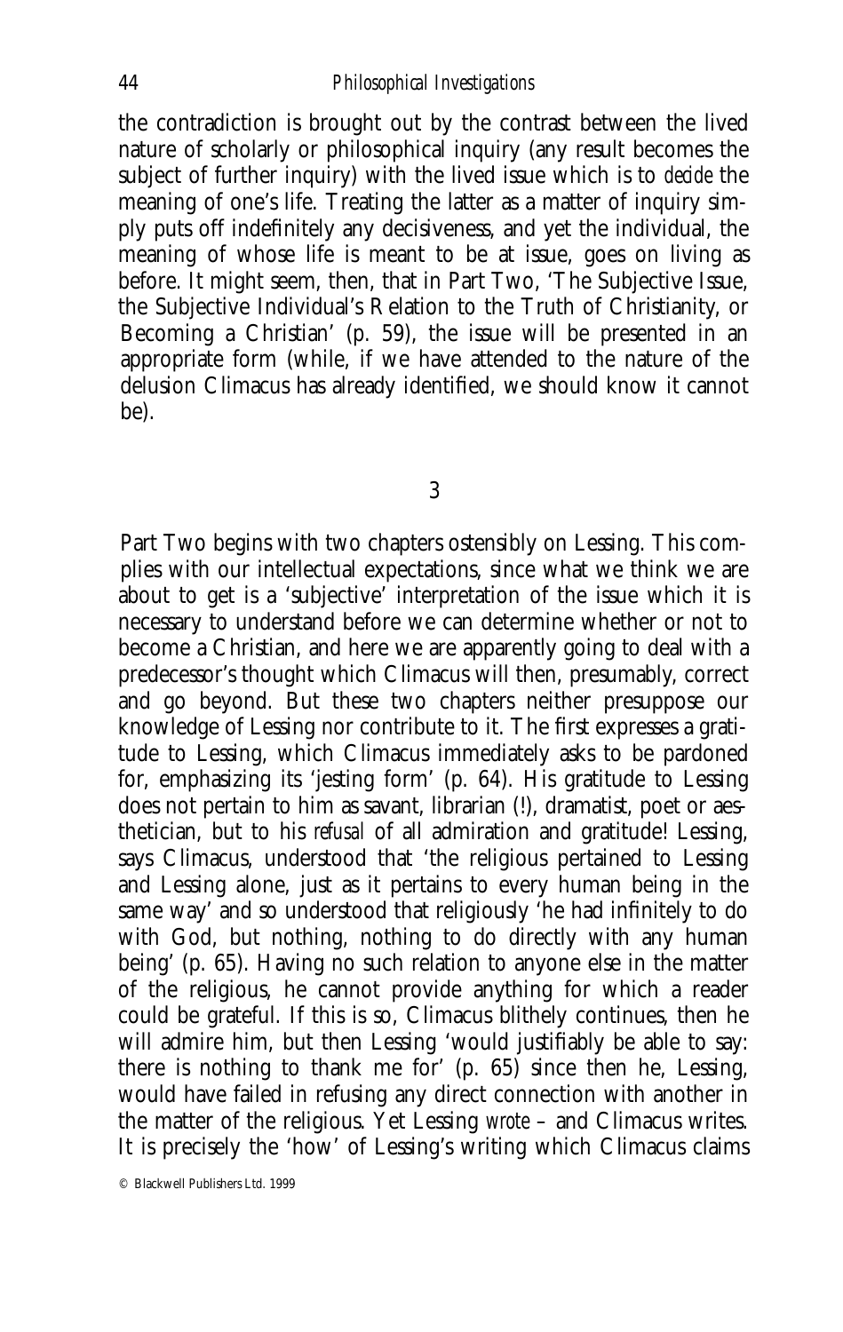the contradiction is brought out by the contrast between the lived nature of scholarly or philosophical inquiry (any result becomes the subject of further inquiry) with the lived issue which is to *decide* the meaning of one's life. Treating the latter as a matter of inquiry simply puts off indefinitely any decisiveness, and yet the individual, the meaning of whose life is meant to be at issue, goes on living as before. It might seem, then, that in Part Two, 'The Subjective Issue, the Subjective Individual's Relation to the Truth of Christianity, or Becoming a Christian' (p. 59), the issue will be presented in an appropriate form (while, if we have attended to the nature of the delusion Climacus has already identified, we should know it cannot be).

## 3

Part Two begins with two chapters ostensibly on Lessing. This complies with our intellectual expectations, since what we think we are about to get is a 'subjective' interpretation of the issue which it is necessary to understand before we can determine whether or not to become a Christian, and here we are apparently going to deal with a predecessor's thought which Climacus will then, presumably, correct and go beyond. But these two chapters neither presuppose our knowledge of Lessing nor contribute to it. The first expresses a gratitude to Lessing, which Climacus immediately asks to be pardoned for, emphasizing its 'jesting form' (p. 64). His gratitude to Lessing does not pertain to him as savant, librarian (!), dramatist, poet or aesthetician, but to his *refusal* of all admiration and gratitude! Lessing, says Climacus, understood that 'the religious pertained to Lessing and Lessing alone, just as it pertains to every human being in the same way' and so understood that religiously 'he had infinitely to do with God, but nothing, nothing to do directly with any human being' (p. 65). Having no such relation to anyone else in the matter of the religious, he cannot provide anything for which a reader could be grateful. If this is so, Climacus blithely continues, then he will admire him, but then Lessing 'would justifiably be able to say: there is nothing to thank me for' (p. 65) since then he, Lessing, would have failed in refusing any direct connection with another in the matter of the religious. Yet Lessing *wrote* – and Climacus writes. It is precisely the 'how' of Lessing's writing which Climacus claims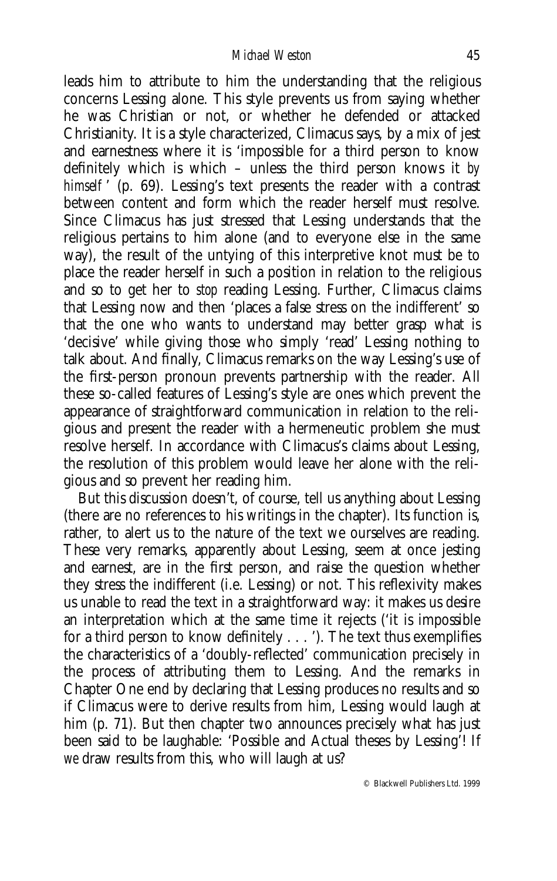leads him to attribute to him the understanding that the religious concerns Lessing alone. This style prevents us from saying whether he was Christian or not, or whether he defended or attacked Christianity. It is a style characterized, Climacus says, by a mix of jest and earnestness where it is 'impossible for a third person to know definitely which is which – unless the third person knows it *by himself*' (p. 69). Lessing's text presents the reader with a contrast between content and form which the reader herself must resolve. Since Climacus has just stressed that Lessing understands that the religious pertains to him alone (and to everyone else in the same way), the result of the untying of this interpretive knot must be to place the reader herself in such a position in relation to the religious and so to get her to *stop* reading Lessing. Further, Climacus claims that Lessing now and then 'places a false stress on the indifferent' so that the one who wants to understand may better grasp what is 'decisive' while giving those who simply 'read' Lessing nothing to talk about. And finally, Climacus remarks on the way Lessing's use of the first-person pronoun prevents partnership with the reader. All these so-called features of Lessing's style are ones which prevent the appearance of straightforward communication in relation to the religious and present the reader with a hermeneutic problem she must resolve herself. In accordance with Climacus's claims about Lessing, the resolution of this problem would leave her alone with the religious and so prevent her reading him.

But this discussion doesn't, of course, tell us anything about Lessing (there are no references to his writings in the chapter). Its function is, rather, to alert us to the nature of the text we ourselves are reading. These very remarks, apparently about Lessing, seem at once jesting and earnest, are in the first person, and raise the question whether they stress the indifferent (i.e. Lessing) or not. This reflexivity makes us unable to read the text in a straightforward way: it makes us desire an interpretation which at the same time it rejects ('it is impossible for a third person to know definitely . . . '). The text thus exemplifies the characteristics of a 'doubly-reflected' communication precisely in the process of attributing them to Lessing. And the remarks in Chapter One end by declaring that Lessing produces no results and so if Climacus were to derive results from him, Lessing would laugh at him (p. 71). But then chapter two announces precisely what has just been said to be laughable: 'Possible and Actual theses by Lessing'! If *we* draw results from this, who will laugh at us?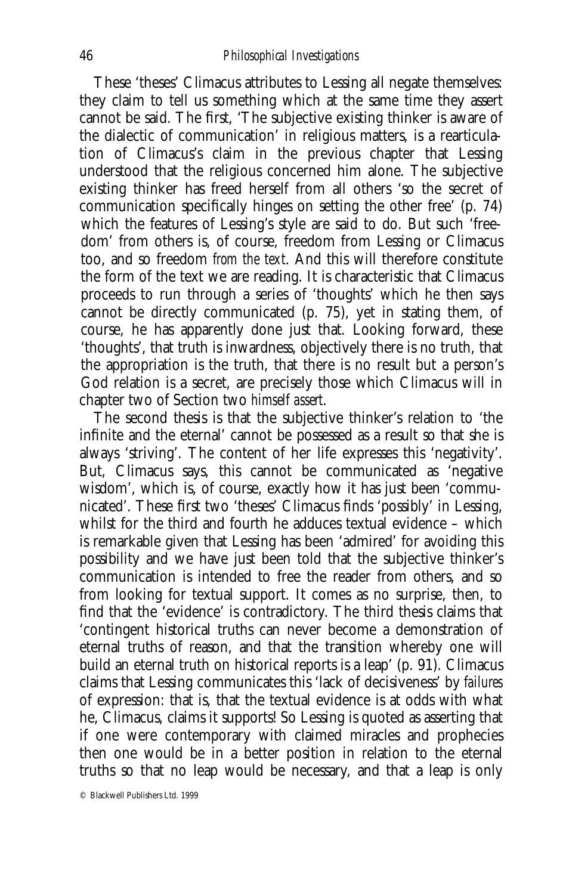These 'theses' Climacus attributes to Lessing all negate themselves: they claim to tell us something which at the same time they assert cannot be said. The first, 'The subjective existing thinker is aware of the dialectic of communication' in religious matters, is a rearticulation of Climacus's claim in the previous chapter that Lessing understood that the religious concerned him alone. The subjective existing thinker has freed herself from all others 'so the secret of communication specifically hinges on setting the other free' (p. 74) which the features of Lessing's style are said to do. But such 'freedom' from others is, of course, freedom from Lessing or Climacus too, and so freedom *from the text*. And this will therefore constitute the form of the text we are reading. It is characteristic that Climacus proceeds to run through a series of 'thoughts' which he then says cannot be directly communicated (p. 75), yet in stating them, of course, he has apparently done just that. Looking forward, these 'thoughts', that truth is inwardness, objectively there is no truth, that the appropriation is the truth, that there is no result but a person's God relation is a secret, are precisely those which Climacus will in chapter two of Section two *himself assert*.

The second thesis is that the subjective thinker's relation to 'the infinite and the eternal' cannot be possessed as a result so that she is always 'striving'. The content of her life expresses this 'negativity'. But, Climacus says, this cannot be communicated as 'negative wisdom', which is, of course, exactly how it has just been 'communicated'. These first two 'theses' Climacus finds 'possibly' in Lessing, whilst for the third and fourth he adduces textual evidence – which is remarkable given that Lessing has been 'admired' for avoiding this possibility and we have just been told that the subjective thinker's communication is intended to free the reader from others, and so from looking for textual support. It comes as no surprise, then, to find that the 'evidence' is contradictory. The third thesis claims that 'contingent historical truths can never become a demonstration of eternal truths of reason, and that the transition whereby one will build an eternal truth on historical reports is a leap' (p. 91). Climacus claims that Lessing communicates this 'lack of decisiveness' by *failures* of expression: that is, that the textual evidence is at odds with what he, Climacus, claims it supports! So Lessing is quoted as asserting that if one were contemporary with claimed miracles and prophecies then one would be in a better position in relation to the eternal truths so that no leap would be necessary, and that a leap is only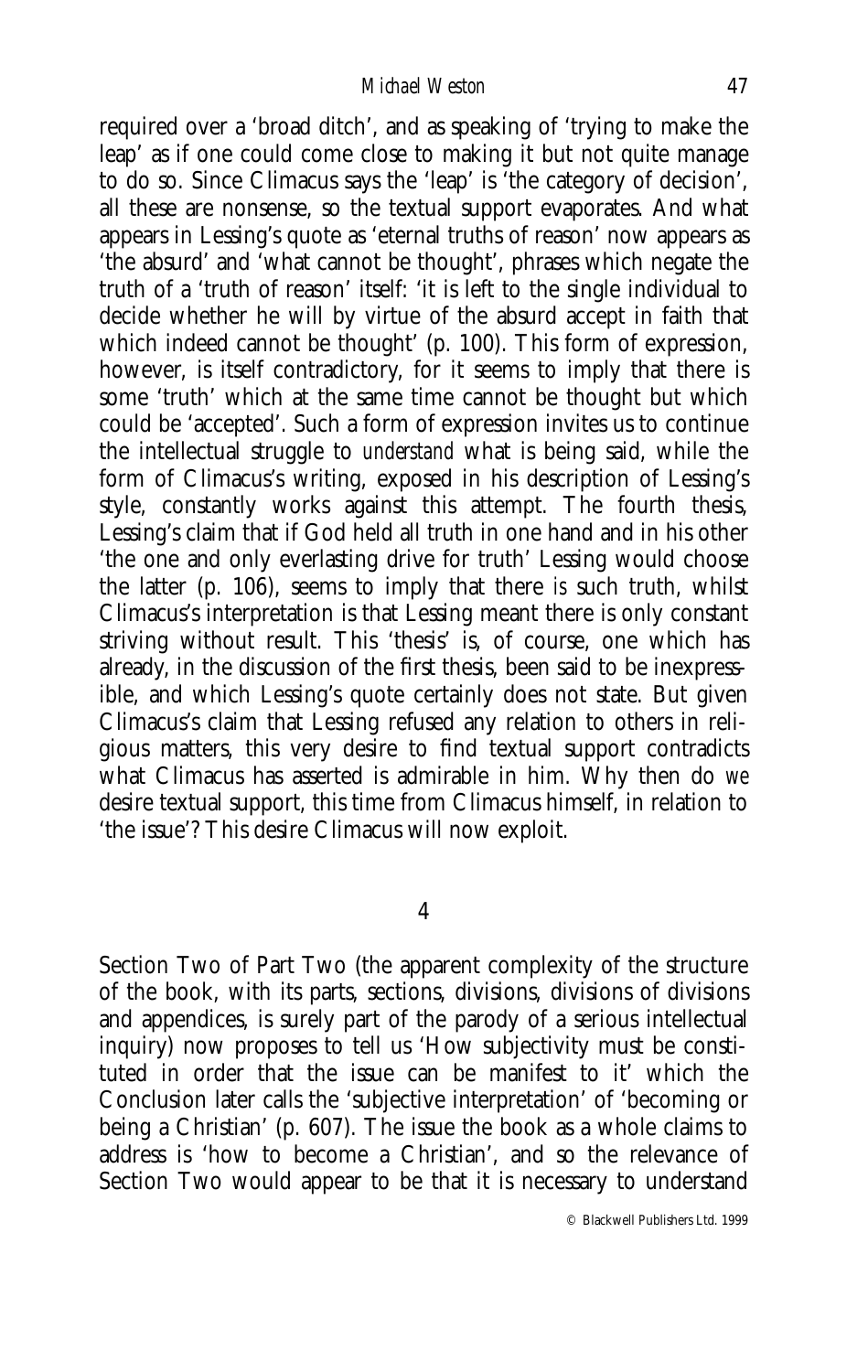required over a 'broad ditch', and as speaking of 'trying to make the leap' as if one could come close to making it but not quite manage to do so. Since Climacus says the 'leap' is 'the category of decision', all these are nonsense, so the textual support evaporates. And what appears in Lessing's quote as 'eternal truths of reason' now appears as 'the absurd' and 'what cannot be thought', phrases which negate the truth of a 'truth of reason' itself: 'it is left to the single individual to decide whether he will by virtue of the absurd accept in faith that which indeed cannot be thought' (p. 100). This form of expression, however, is itself contradictory, for it seems to imply that there is some 'truth' which at the same time cannot be thought but which could be 'accepted'. Such a form of expression invites us to continue the intellectual struggle to *understand* what is being said, while the form of Climacus's writing, exposed in his description of Lessing's style, constantly works against this attempt. The fourth thesis, Lessing's claim that if God held all truth in one hand and in his other 'the one and only everlasting drive for truth' Lessing would choose the latter (p. 106), seems to imply that there *is* such truth, whilst Climacus's interpretation is that Lessing meant there is only constant striving without result. This 'thesis' is, of course, one which has already, in the discussion of the first thesis, been said to be inexpressible, and which Lessing's quote certainly does not state. But given Climacus's claim that Lessing refused any relation to others in religious matters, this very desire to find textual support contradicts what Climacus has asserted is admirable in him. Why then do *we* desire textual support, this time from Climacus himself, in relation to 'the issue'? This desire Climacus will now exploit.

## 4

Section Two of Part Two (the apparent complexity of the structure of the book, with its parts, sections, divisions, divisions of divisions and appendices, is surely part of the parody of a serious intellectual inquiry) now proposes to tell us 'How subjectivity must be constituted in order that the issue can be manifest to it' which the Conclusion later calls the 'subjective interpretation' of 'becoming or being a Christian' (p. 607). The issue the book as a whole claims to address is 'how to become a Christian', and so the relevance of Section Two would appear to be that it is necessary to understand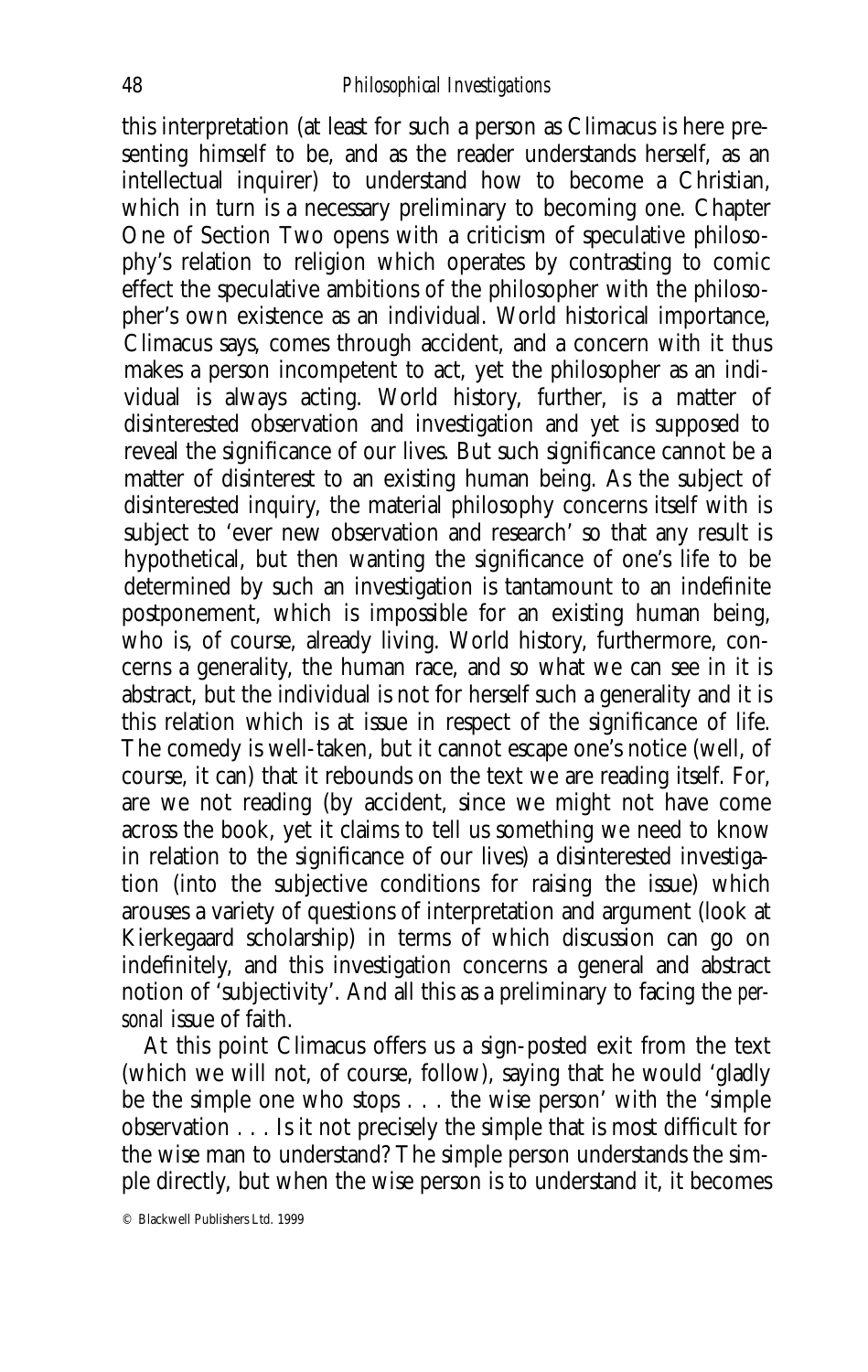this interpretation (at least for such a person as Climacus is here presenting himself to be, and as the reader understands herself, as an intellectual inquirer) to understand how to become a Christian, which in turn is a necessary preliminary to becoming one. Chapter One of Section Two opens with a criticism of speculative philosophy's relation to religion which operates by contrasting to comic effect the speculative ambitions of the philosopher with the philosopher's own existence as an individual. World historical importance, Climacus says, comes through accident, and a concern with it thus makes a person incompetent to act, yet the philosopher as an individual is always acting. World history, further, is a matter of disinterested observation and investigation and yet is supposed to reveal the significance of our lives. But such significance cannot be a matter of disinterest to an existing human being. As the subject of disinterested inquiry, the material philosophy concerns itself with is subject to 'ever new observation and research' so that any result is hypothetical, but then wanting the significance of one's life to be determined by such an investigation is tantamount to an indefinite postponement, which is impossible for an existing human being, who is, of course, already living. World history, furthermore, concerns a generality, the human race, and so what we can see in it is abstract, but the individual is not for herself such a generality and it is this relation which is at issue in respect of the significance of life. The comedy is well-taken, but it cannot escape one's notice (well, of course, it can) that it rebounds on the text we are reading itself. For, are we not reading (by accident, since we might not have come across the book, yet it claims to tell us something we need to know in relation to the significance of our lives) a disinterested investigation (into the subjective conditions for raising the issue) which arouses a variety of questions of interpretation and argument (look at Kierkegaard scholarship) in terms of which discussion can go on indefinitely, and this investigation concerns a general and abstract notion of 'subjectivity'. And all this as a preliminary to facing the *personal* issue of faith.

At this point Climacus offers us a sign-posted exit from the text (which we will not, of course, follow), saying that he would 'gladly be the simple one who stops . . . the wise person' with the 'simple observation . . . Is it not precisely the simple that is most difficult for the wise man to understand? The simple person understands the simple directly, but when the wise person is to understand it, it becomes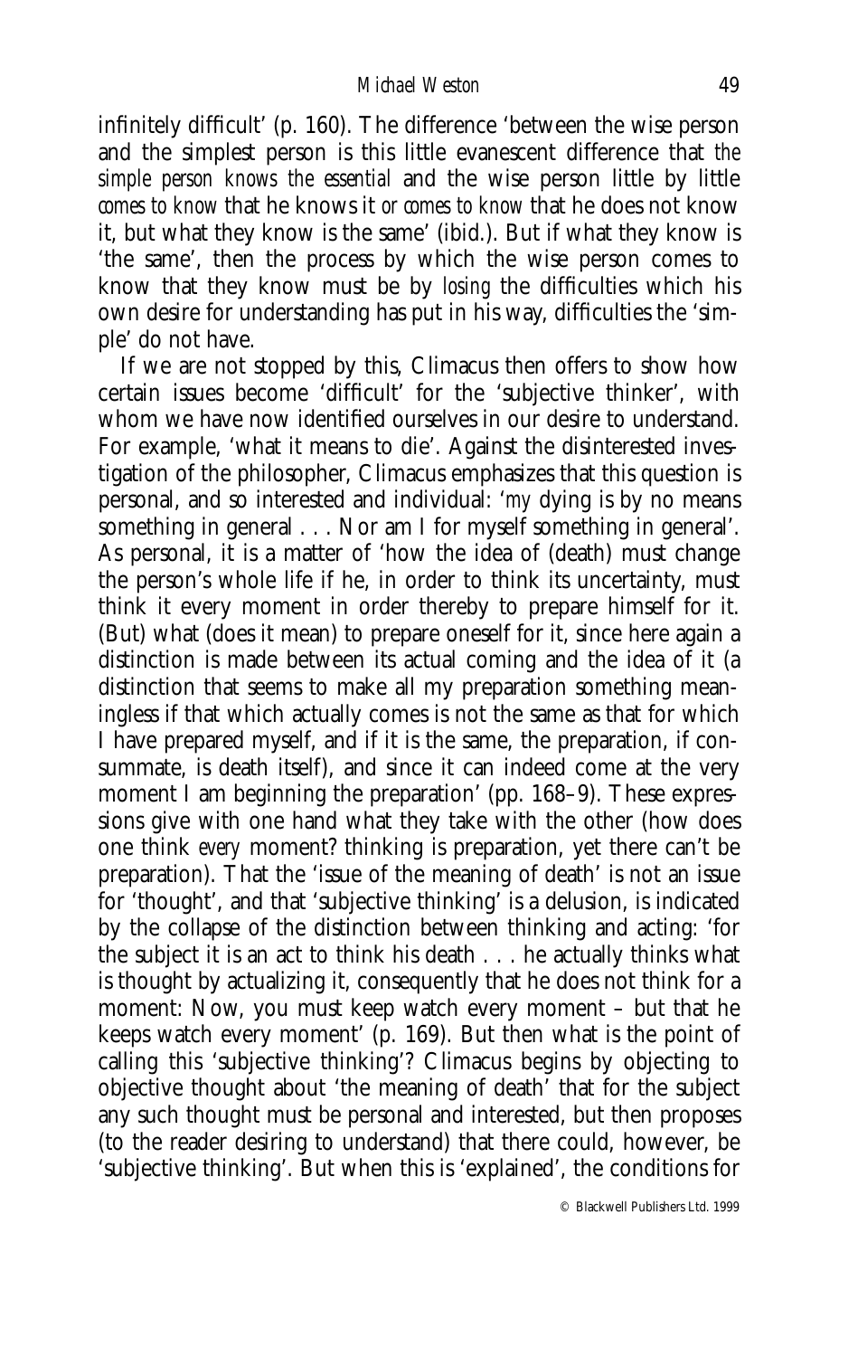infinitely difficult' (p. 160). The difference 'between the wise person and the simplest person is this little evanescent difference that *the simple person knows the essential* and the wise person little by little *comes to know* that he knows it *or comes to know* that he does not know it, but what they know is the same' (ibid.). But if what they know is 'the same', then the process by which the wise person comes to know that they know must be by *losing* the difficulties which his own desire for understanding has put in his way, difficulties the 'simple' do not have.

If we are not stopped by this, Climacus then offers to show how certain issues become 'difficult' for the 'subjective thinker', with whom we have now identified ourselves in our desire to understand. For example, 'what it means to die'. Against the disinterested investigation of the philosopher, Climacus emphasizes that this question is personal, and so interested and individual: '*my* dying is by no means something in general . . . Nor am I for myself something in general'. As personal, it is a matter of 'how the idea of (death) must change the person's whole life if he, in order to think its uncertainty, must think it every moment in order thereby to prepare himself for it. (But) what (does it mean) to prepare oneself for it, since here again a distinction is made between its actual coming and the idea of it (a distinction that seems to make all my preparation something meaningless if that which actually comes is not the same as that for which I have prepared myself, and if it is the same, the preparation, if consummate, is death itself), and since it can indeed come at the very moment I am beginning the preparation' (pp. 168–9). These expressions give with one hand what they take with the other (how does one think *every* moment? thinking is preparation, yet there can't be preparation). That the 'issue of the meaning of death' is not an issue for 'thought', and that 'subjective thinking' is a delusion, is indicated by the collapse of the distinction between thinking and acting: 'for the subject it is an act to think his death . . . he actually thinks what is thought by actualizing it, consequently that he does not think for a moment: Now, you must keep watch every moment – but that he keeps watch every moment' (p. 169). But then what is the point of calling this 'subjective thinking'? Climacus begins by objecting to objective thought about 'the meaning of death' that for the subject any such thought must be personal and interested, but then proposes (to the reader desiring to understand) that there could, however, be 'subjective thinking'. But when this is 'explained', the conditions for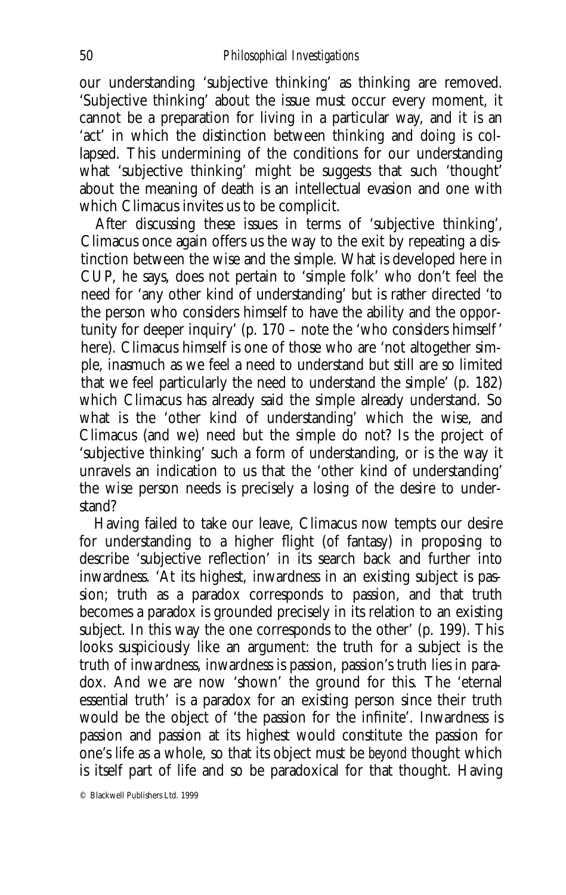our understanding 'subjective thinking' as thinking are removed. 'Subjective thinking' about the issue must occur every moment, it cannot be a preparation for living in a particular way, and it is an 'act' in which the distinction between thinking and doing is collapsed. This undermining of the conditions for our understanding what 'subjective thinking' might be suggests that such 'thought' about the meaning of death is an intellectual evasion and one with which Climacus invites us to be complicit.

After discussing these issues in terms of 'subjective thinking', Climacus once again offers us the way to the exit by repeating a distinction between the wise and the simple. What is developed here in CUP, he says, does not pertain to 'simple folk' who don't feel the need for 'any other kind of understanding' but is rather directed 'to the person who considers himself to have the ability and the opportunity for deeper inquiry' (p. 170 – note the 'who considers himself' here). Climacus himself is one of those who are 'not altogether simple, inasmuch as we feel a need to understand but still are so limited that we feel particularly the need to understand the simple' (p. 182) which Climacus has already said the simple already understand. So what is the 'other kind of understanding' which the wise, and Climacus (and we) need but the simple do not? Is the project of 'subjective thinking' such a form of understanding, or is the way it unravels an indication to us that the 'other kind of understanding' the wise person needs is precisely a losing of the desire to understand?

Having failed to take our leave, Climacus now tempts our desire for understanding to a higher flight (of fantasy) in proposing to describe 'subjective reflection' in its search back and further into inwardness. 'At its highest, inwardness in an existing subject is passion; truth as a paradox corresponds to passion, and that truth becomes a paradox is grounded precisely in its relation to an existing subject. In this way the one corresponds to the other' (p. 199). This looks suspiciously like an argument: the truth for a subject is the truth of inwardness, inwardness is passion, passion's truth lies in paradox. And we are now 'shown' the ground for this. The 'eternal essential truth' is a paradox for an existing person since their truth would be the object of 'the passion for the infinite'. Inwardness is passion and passion at its highest would constitute the passion for one's life as a whole, so that its object must be *beyond* thought which is itself part of life and so be paradoxical for that thought. Having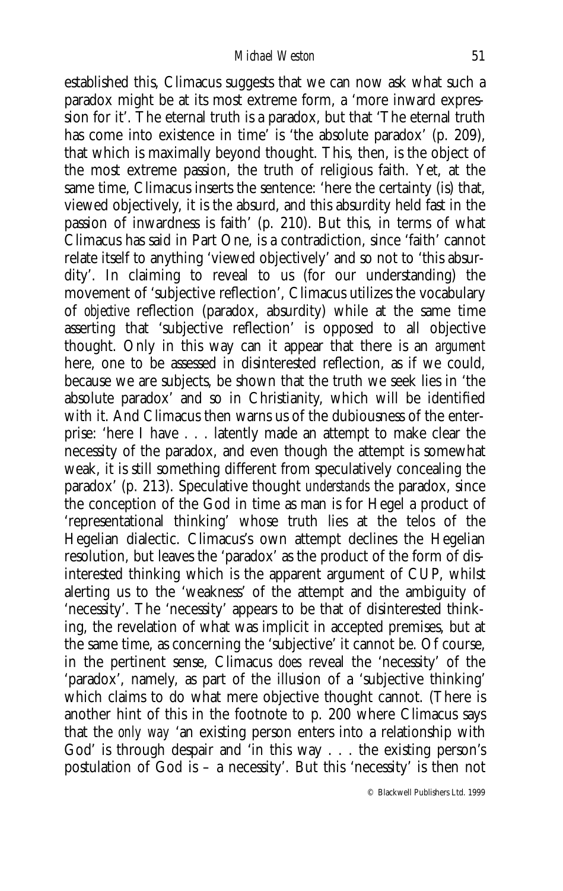established this, Climacus suggests that we can now ask what such a paradox might be at its most extreme form, a 'more inward expression for it'. The eternal truth is a paradox, but that 'The eternal truth has come into existence in time' is 'the absolute paradox' (p. 209), that which is maximally beyond thought. This, then, is the object of the most extreme passion, the truth of religious faith. Yet, at the same time, Climacus inserts the sentence: 'here the certainty (is) that, viewed objectively, it is the absurd, and this absurdity held fast in the passion of inwardness is faith' (p. 210). But this, in terms of what Climacus has said in Part One, is a contradiction, since 'faith' cannot relate itself to anything 'viewed objectively' and so not to 'this absurdity'. In claiming to reveal to us (for our understanding) the movement of 'subjective reflection', Climacus utilizes the vocabulary of *objective* reflection (paradox, absurdity) while at the same time asserting that 'subjective reflection' is opposed to all objective thought. Only in this way can it appear that there is an *argument* here, one to be assessed in disinterested reflection, as if we could, because we are subjects, be shown that the truth we seek lies in 'the absolute paradox' and so in Christianity, which will be identified with it. And Climacus then warns us of the dubiousness of the enterprise: 'here I have . . . latently made an attempt to make clear the necessity of the paradox, and even though the attempt is somewhat weak, it is still something different from speculatively concealing the paradox' (p. 213). Speculative thought *understands* the paradox, since the conception of the God in time as man is for Hegel a product of 'representational thinking' whose truth lies at the telos of the Hegelian dialectic. Climacus's own attempt declines the Hegelian resolution, but leaves the 'paradox' as the product of the form of disinterested thinking which is the apparent argument of CUP, whilst alerting us to the 'weakness' of the attempt and the ambiguity of 'necessity'. The 'necessity' appears to be that of disinterested thinking, the revelation of what was implicit in accepted premises, but at the same time, as concerning the 'subjective' it cannot be. Of course, in the pertinent sense, Climacus *does* reveal the 'necessity' of the 'paradox', namely, as part of the illusion of a 'subjective thinking' which claims to do what mere objective thought cannot. (There is another hint of this in the footnote to p. 200 where Climacus says that the *only way* 'an existing person enters into a relationship with God' is through despair and 'in this way . . . the existing person's postulation of God is – a necessity'. But this 'necessity' is then not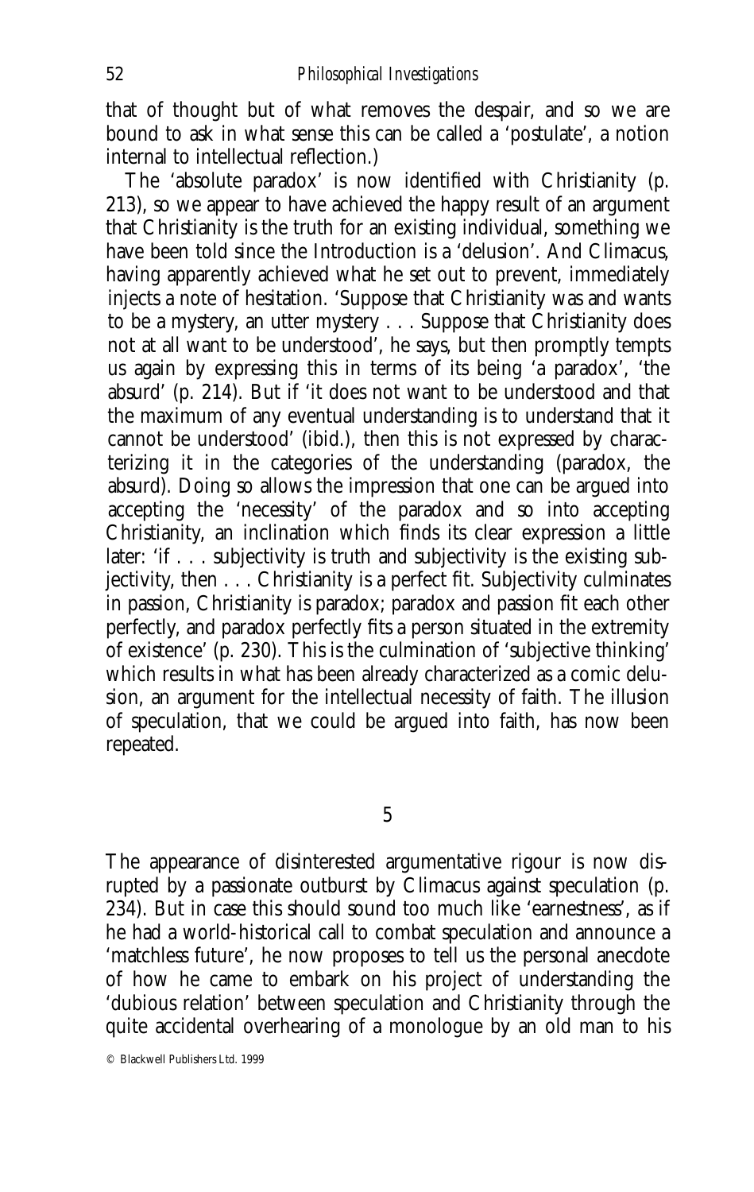that of thought but of what removes the despair, and so we are bound to ask in what sense this can be called a 'postulate', a notion internal to intellectual reflection.)

The 'absolute paradox' is now identified with Christianity (p. 213), so we appear to have achieved the happy result of an argument that Christianity is the truth for an existing individual, something we have been told since the Introduction is a 'delusion'. And Climacus, having apparently achieved what he set out to prevent, immediately injects a note of hesitation. 'Suppose that Christianity was and wants to be a mystery, an utter mystery . . . Suppose that Christianity does not at all want to be understood', he says, but then promptly tempts us again by expressing this in terms of its being 'a paradox', 'the absurd' (p. 214). But if 'it does not want to be understood and that the maximum of any eventual understanding is to understand that it cannot be understood' (ibid.), then this is not expressed by characterizing it in the categories of the understanding (paradox, the absurd). Doing so allows the impression that one can be argued into accepting the 'necessity' of the paradox and so into accepting Christianity, an inclination which finds its clear expression a little later: 'if . . . subjectivity is truth and subjectivity is the existing subjectivity, then . . . Christianity is a perfect fit. Subjectivity culminates in passion, Christianity is paradox; paradox and passion fit each other perfectly, and paradox perfectly fits a person situated in the extremity of existence' (p. 230). This is the culmination of 'subjective thinking' which results in what has been already characterized as a comic delusion, an argument for the intellectual necessity of faith. The illusion of speculation, that we could be argued into faith, has now been repeated.

## 5

The appearance of disinterested argumentative rigour is now disrupted by a passionate outburst by Climacus against speculation (p. 234). But in case this should sound too much like 'earnestness', as if he had a world-historical call to combat speculation and announce a 'matchless future', he now proposes to tell us the personal anecdote of how he came to embark on his project of understanding the 'dubious relation' between speculation and Christianity through the quite accidental overhearing of a monologue by an old man to his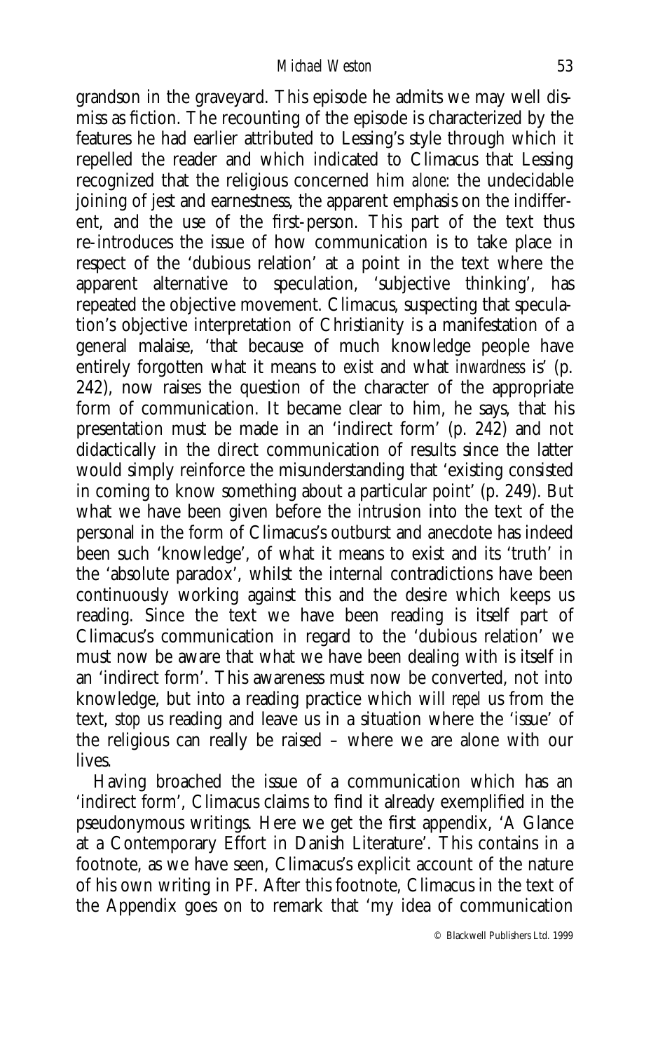grandson in the graveyard. This episode he admits we may well dismiss as fiction. The recounting of the episode is characterized by the features he had earlier attributed to Lessing's style through which it repelled the reader and which indicated to Climacus that Lessing recognized that the religious concerned him *alone*: the undecidable joining of jest and earnestness, the apparent emphasis on the indifferent, and the use of the first-person. This part of the text thus re-introduces the issue of how communication is to take place in respect of the 'dubious relation' at a point in the text where the apparent alternative to speculation, 'subjective thinking', has repeated the objective movement. Climacus, suspecting that speculation's objective interpretation of Christianity is a manifestation of a general malaise, 'that because of much knowledge people have entirely forgotten what it means to *exist* and what *inwardness* is' (p. 242), now raises the question of the character of the appropriate form of communication. It became clear to him, he says, that his presentation must be made in an 'indirect form' (p. 242) and not didactically in the direct communication of results since the latter would simply reinforce the misunderstanding that 'existing consisted in coming to know something about a particular point' (p. 249). But what we have been given before the intrusion into the text of the personal in the form of Climacus's outburst and anecdote has indeed been such 'knowledge', of what it means to exist and its 'truth' in the 'absolute paradox', whilst the internal contradictions have been continuously working against this and the desire which keeps us reading. Since the text we have been reading is itself part of Climacus's communication in regard to the 'dubious relation' we must now be aware that what we have been dealing with is itself in an 'indirect form'. This awareness must now be converted, not into knowledge, but into a reading practice which will *repel* us from the text, *stop* us reading and leave us in a situation where the 'issue' of the religious can really be raised – where we are alone with our lives.

Having broached the issue of a communication which has an 'indirect form', Climacus claims to find it already exemplified in the pseudonymous writings. Here we get the first appendix, 'A Glance at a Contemporary Effort in Danish Literature'. This contains in a footnote, as we have seen, Climacus's explicit account of the nature of his own writing in PF. After this footnote, Climacus in the text of the Appendix goes on to remark that 'my idea of communication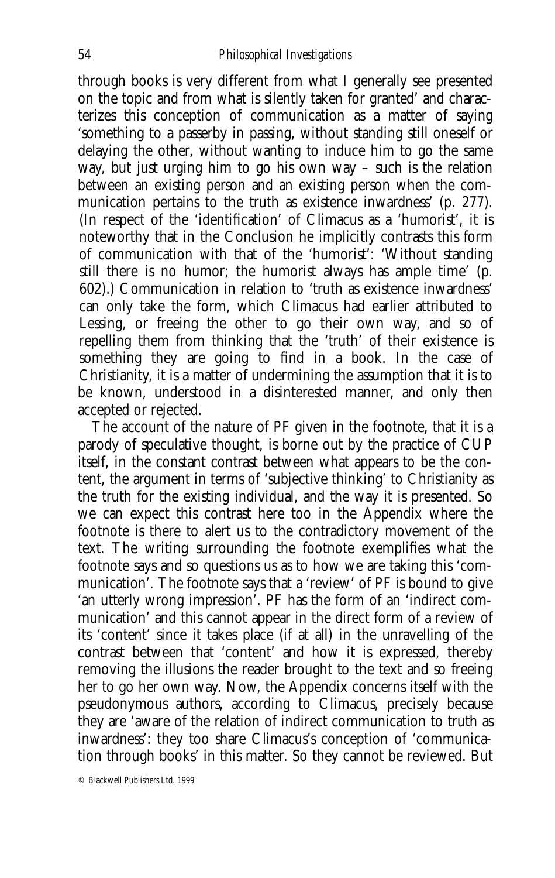through books is very different from what I generally see presented on the topic and from what is silently taken for granted' and characterizes this conception of communication as a matter of saying 'something to a passerby in passing, without standing still oneself or delaying the other, without wanting to induce him to go the same way, but just urging him to go his own way – such is the relation between an existing person and an existing person when the communication pertains to the truth as existence inwardness' (p. 277). (In respect of the 'identification' of Climacus as a 'humorist', it is noteworthy that in the Conclusion he implicitly contrasts this form of communication with that of the 'humorist': 'Without standing still there is no humor; the humorist always has ample time' (p. 602).) Communication in relation to 'truth as existence inwardness' can only take the form, which Climacus had earlier attributed to Lessing, or freeing the other to go their own way, and so of repelling them from thinking that the 'truth' of their existence is something they are going to find in a book. In the case of Christianity, it is a matter of undermining the assumption that it is to be known, understood in a disinterested manner, and only then accepted or rejected.

The account of the nature of PF given in the footnote, that it is a parody of speculative thought, is borne out by the practice of CUP itself, in the constant contrast between what appears to be the content, the argument in terms of 'subjective thinking' to Christianity as the truth for the existing individual, and the way it is presented. So we can expect this contrast here too in the Appendix where the footnote is there to alert us to the contradictory movement of the text. The writing surrounding the footnote exemplifies what the footnote says and so questions us as to how we are taking this 'communication'. The footnote says that a 'review' of PF is bound to give 'an utterly wrong impression'. PF has the form of an 'indirect communication' and this cannot appear in the direct form of a review of its 'content' since it takes place (if at all) in the unravelling of the contrast between that 'content' and how it is expressed, thereby removing the illusions the reader brought to the text and so freeing her to go her own way. Now, the Appendix concerns itself with the pseudonymous authors, according to Climacus, precisely because they are 'aware of the relation of indirect communication to truth as inwardness': they too share Climacus's conception of 'communication through books' in this matter. So they cannot be reviewed. But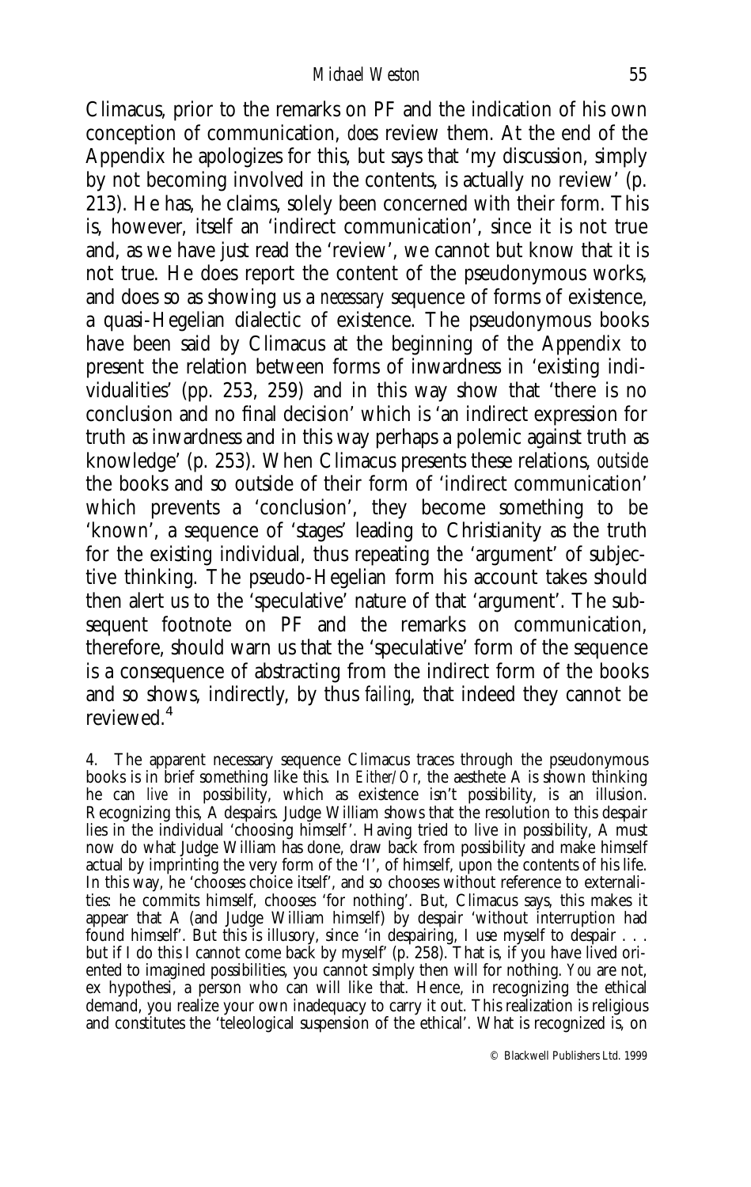Climacus, prior to the remarks on PF and the indication of his own conception of communication, *does* review them. At the end of the Appendix he apologizes for this, but says that 'my discussion, simply by not becoming involved in the contents, is actually no review' (p. 213). He has, he claims, solely been concerned with their form. This is, however, itself an 'indirect communication', since it is not true and, as we have just read the 'review', we cannot but know that it is not true. He does report the content of the pseudonymous works, and does so as showing us a *necessary* sequence of forms of existence, a quasi-Hegelian dialectic of existence. The pseudonymous books have been said by Climacus at the beginning of the Appendix to present the relation between forms of inwardness in 'existing individualities' (pp. 253, 259) and in this way show that 'there is no conclusion and no final decision' which is 'an indirect expression for truth as inwardness and in this way perhaps a polemic against truth as knowledge' (p. 253). When Climacus presents these relations, *outside* the books and so outside of their form of 'indirect communication' which prevents a 'conclusion', they become something to be 'known', a sequence of 'stages' leading to Christianity as the truth for the existing individual, thus repeating the 'argument' of subjective thinking. The pseudo-Hegelian form his account takes should then alert us to the 'speculative' nature of that 'argument'. The subsequent footnote on PF and the remarks on communication, therefore, should warn us that the 'speculative' form of the sequence is a consequence of abstracting from the indirect form of the books and so shows, indirectly, by thus *failing*, that indeed they cannot be reviewed.[4]

4. The apparent necessary sequence Climacus traces through the pseudonymous books is in brief something like this. In *Either/Or*, the aesthete A is shown thinking he can *live* in possibility, which as existence isn't possibility, is an illusion. Recognizing this, A despairs. Judge William shows that the resolution to this despair lies in the individual 'choosing himself'. Having tried to live in possibility, A must now do what Judge William has done, draw back from possibility and make himself actual by imprinting the very form of the 'I', of himself, upon the contents of his life. In this way, he 'chooses choice itself', and so chooses without reference to externalities: he commits himself, chooses 'for nothing'. But, Climacus says, this makes it appear that A (and Judge William himself) by despair 'without interruption had found himself'. But this is illusory, since 'in despairing, I use myself to despair . . . but if I do this I cannot come back by myself' (p. 258). That is, if you have lived oriented to imagined possibilities, you cannot simply then will for nothing. *You* are not, ex hypothesi, a person who can will like that. Hence, in recognizing the ethical demand, you realize your own inadequacy to carry it out. This realization is religious and constitutes the 'teleological suspension of the ethical'. What is recognized is, on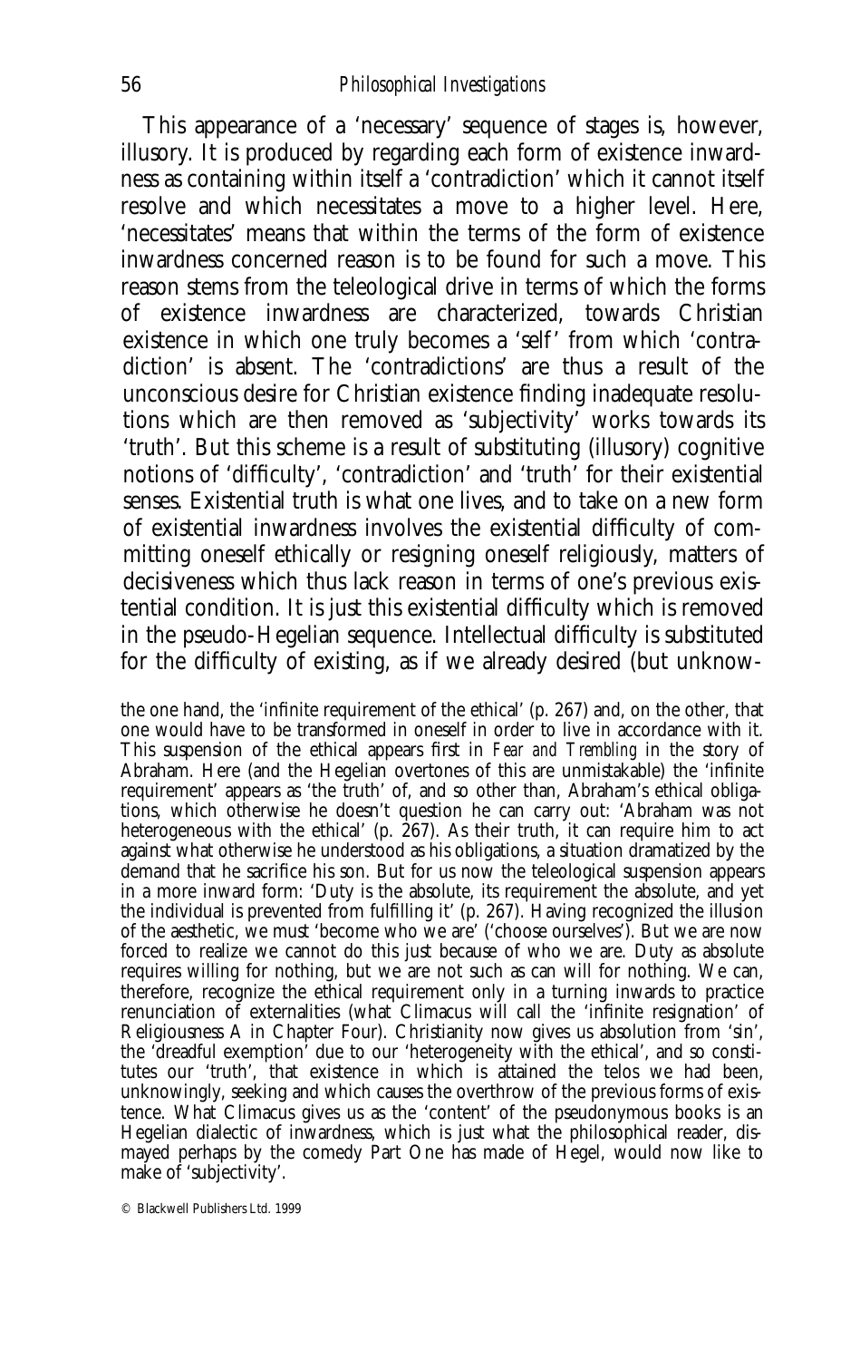This appearance of a 'necessary' sequence of stages is, however, illusory. It is produced by regarding each form of existence inwardness as containing within itself a 'contradiction' which it cannot itself resolve and which necessitates a move to a higher level. Here, 'necessitates' means that within the terms of the form of existence inwardness concerned reason is to be found for such a move. This reason stems from the teleological drive in terms of which the forms of existence inwardness are characterized, towards Christian existence in which one truly becomes a 'self' from which 'contradiction' is absent. The 'contradictions' are thus a result of the unconscious desire for Christian existence finding inadequate resolutions which are then removed as 'subjectivity' works towards its 'truth'. But this scheme is a result of substituting (illusory) cognitive notions of 'difficulty', 'contradiction' and 'truth' for their existential senses. Existential truth is what one lives, and to take on a new form of existential inwardness involves the existential difficulty of committing oneself ethically or resigning oneself religiously, matters of decisiveness which thus lack reason in terms of one's previous existential condition. It is just this existential difficulty which is removed in the pseudo-Hegelian sequence. Intellectual difficulty is substituted for the difficulty of existing, as if we already desired (but unknow-

the one hand, the 'infinite requirement of the ethical' (p. 267) and, on the other, that one would have to be transformed in oneself in order to live in accordance with it. This suspension of the ethical appears first in *Fear and Trembling* in the story of Abraham. Here (and the Hegelian overtones of this are unmistakable) the 'infinite requirement' appears as 'the truth' of, and so other than, Abraham's ethical obligations, which otherwise he doesn't question he can carry out: 'Abraham was not heterogeneous with the ethical' (p. 267). As their truth, it can require him to act against what otherwise he understood as his obligations, a situation dramatized by the demand that he sacrifice his son. But for us now the teleological suspension appears in a more inward form: 'Duty is the absolute, its requirement the absolute, and yet the individual is prevented from fulfilling it' (p. 267). Having recognized the illusion of the aesthetic, we must 'become who we are' ('choose ourselves'). But we are now forced to realize we cannot do this just because of who we are. Duty as absolute requires willing for nothing, but we are not such as can will for nothing. We can, therefore, recognize the ethical requirement only in a turning inwards to practice renunciation of externalities (what Climacus will call the 'infinite resignation' of Religiousness A in Chapter Four). Christianity now gives us absolution from 'sin', the 'dreadful exemption' due to our 'heterogeneity with the ethical', and so constitutes our 'truth', that existence in which is attained the telos we had been, unknowingly, seeking and which causes the overthrow of the previous forms of existence. What Climacus gives us as the 'content' of the pseudonymous books is an Hegelian dialectic of inwardness, which is just what the philosophical reader, dismayed perhaps by the comedy Part One has made of Hegel, would now like to make of 'subjectivity'.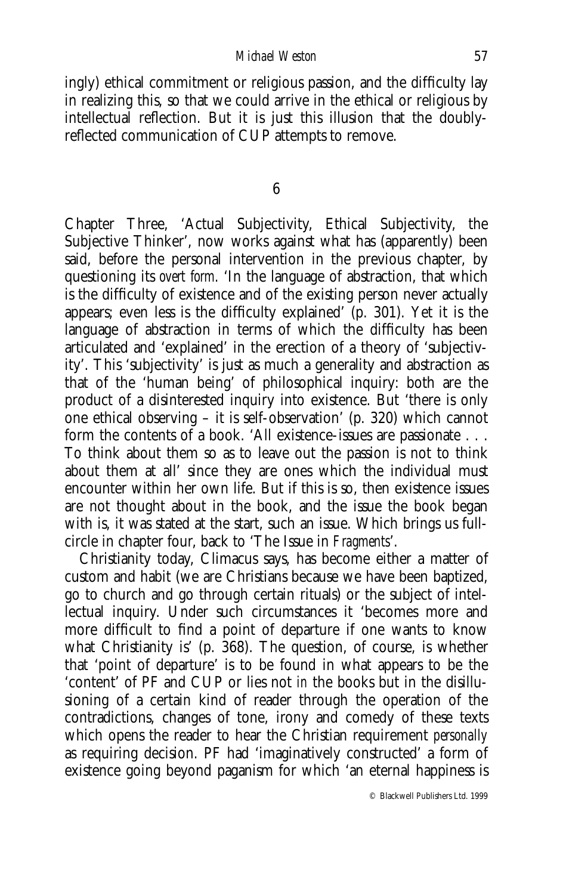ingly) ethical commitment or religious passion, and the difficulty lay in realizing this, so that we could arrive in the ethical or religious by intellectual reflection. But it is just this illusion that the doubly-reflected communication of CUP attempts to remove.

## 6

Chapter Three, 'Actual Subjectivity, Ethical Subjectivity, the Subjective Thinker', now works against what has (apparently) been said, before the personal intervention in the previous chapter, by questioning its *overt form*. 'In the language of abstraction, that which is the difficulty of existence and of the existing person never actually appears; even less is the difficulty explained' (p. 301). Yet it is the language of abstraction in terms of which the difficulty has been articulated and 'explained' in the erection of a theory of 'subjectivity'. This 'subjectivity' is just as much a generality and abstraction as that of the 'human being' of philosophical inquiry: both are the product of a disinterested inquiry into existence. But 'there is only one ethical observing – it is self-observation' (p. 320) which cannot form the contents of a book. 'All existence-issues are passionate . . . To think about them so as to leave out the passion is not to think about them at all' since they are ones which the individual must encounter within her own life. But if this is so, then existence issues are not thought about in the book, and the issue the book began with is, it was stated at the start, such an issue. Which brings us full-circle in chapter four, back to 'The Issue in *Fragments*'.

Christianity today, Climacus says, has become either a matter of custom and habit (we are Christians because we have been baptized, go to church and go through certain rituals) or the subject of intellectual inquiry. Under such circumstances it 'becomes more and more difficult to find a point of departure if one wants to know what Christianity is' (p. 368). The question, of course, is whether that 'point of departure' is to be found in what appears to be the 'content' of PF and CUP or lies not *in* the books but in the disillusioning of a certain kind of reader through the operation of the contradictions, changes of tone, irony and comedy of these texts which opens the reader to hear the Christian requirement *personally* as requiring decision. PF had 'imaginatively constructed' a form of existence going beyond paganism for which 'an eternal happiness is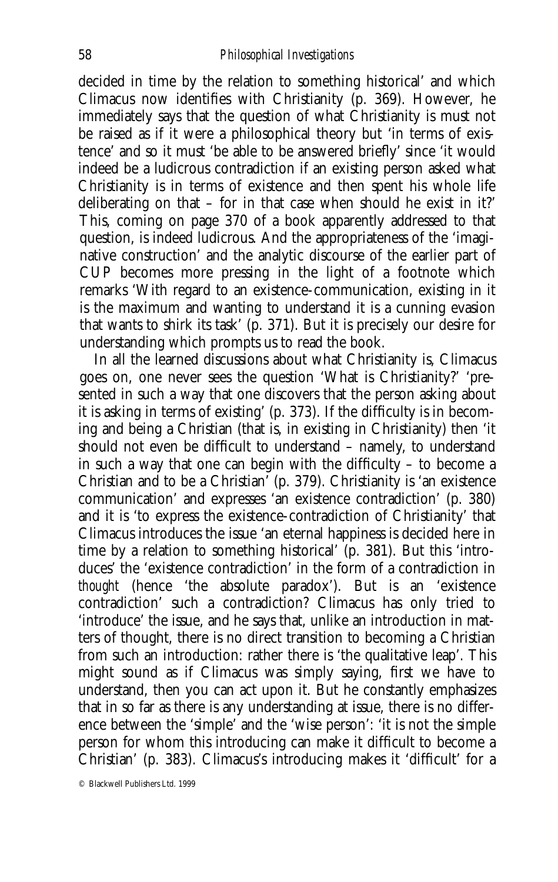decided in time by the relation to something historical' and which Climacus now identifies with Christianity (p. 369). However, he immediately says that the question of what Christianity is must not be raised as if it were a philosophical theory but 'in terms of existence' and so it must 'be able to be answered briefly' since 'it would indeed be a ludicrous contradiction if an existing person asked what Christianity is in terms of existence and then spent his whole life deliberating on that – for in that case when should he exist in it?' This, coming on page 370 of a book apparently addressed to that question, is indeed ludicrous. And the appropriateness of the 'imaginative construction' and the analytic discourse of the earlier part of CUP becomes more pressing in the light of a footnote which remarks 'With regard to an existence-communication, existing in it is the maximum and wanting to understand it is a cunning evasion that wants to shirk its task' (p. 371). But it is precisely our desire for understanding which prompts us to read the book.

In all the learned discussions about what Christianity is, Climacus goes on, one never sees the question 'What is Christianity?' 'presented in such a way that one discovers that the person asking about it is asking in terms of existing' (p. 373). If the difficulty is in becoming and being a Christian (that is, in existing in Christianity) then 'it should not even be difficult to understand – namely, to understand in such a way that one can begin with the difficulty – to become a Christian and to be a Christian' (p. 379). Christianity is 'an existence communication' and expresses 'an existence contradiction' (p. 380) and it is 'to express the existence-contradiction of Christianity' that Climacus introduces the issue 'an eternal happiness is decided here in time by a relation to something historical' (p. 381). But this 'introduces' the 'existence contradiction' in the form of a contradiction in *thought* (hence 'the absolute paradox'). But is an 'existence contradiction' such a contradiction? Climacus has only tried to 'introduce' the issue, and he says that, unlike an introduction in matters of thought, there is no direct transition to becoming a Christian from such an introduction: rather there is 'the qualitative leap'. This might sound as if Climacus was simply saying, first we have to understand, then you can act upon it. But he constantly emphasizes that in so far as there is any understanding at issue, there is no difference between the 'simple' and the 'wise person': 'it is not the simple person for whom this introducing can make it difficult to become a Christian' (p. 383). Climacus's introducing makes it 'difficult' for a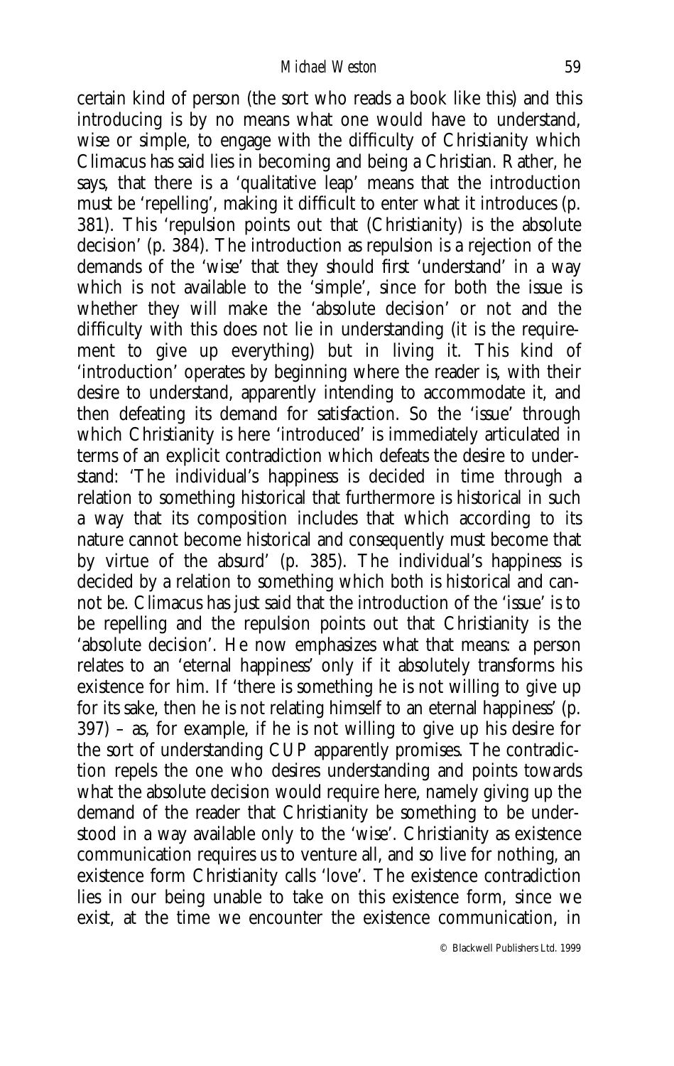certain kind of person (the sort who reads a book like this) and this introducing is by no means what one would have to understand, wise or simple, to engage with the difficulty of Christianity which Climacus has said lies in becoming and being a Christian. Rather, he says, that there is a 'qualitative leap' means that the introduction must be 'repelling', making it difficult to enter what it introduces (p. 381). This 'repulsion points out that (Christianity) is the absolute decision' (p. 384). The introduction as repulsion is a rejection of the demands of the 'wise' that they should first 'understand' in a way which is not available to the 'simple', since for both the issue is whether they will make the 'absolute decision' or not and the difficulty with this does not lie in understanding (it is the requirement to give up everything) but in living it. This kind of 'introduction' operates by beginning where the reader is, with their desire to understand, apparently intending to accommodate it, and then defeating its demand for satisfaction. So the 'issue' through which Christianity is here 'introduced' is immediately articulated in terms of an explicit contradiction which defeats the desire to understand: 'The individual's happiness is decided in time through a relation to something historical that furthermore is historical in such a way that its composition includes that which according to its nature cannot become historical and consequently must become that by virtue of the absurd' (p. 385). The individual's happiness is decided by a relation to something which both is historical and cannot be. Climacus has just said that the introduction of the 'issue' is to be repelling and the repulsion points out that Christianity is the 'absolute decision'. He now emphasizes what that means: a person relates to an 'eternal happiness' only if it absolutely transforms his existence for him. If 'there is something he is not willing to give up for its sake, then he is not relating himself to an eternal happiness' (p. 397) – as, for example, if he is not willing to give up his desire for the sort of understanding CUP apparently promises. The contradiction repels the one who desires understanding and points towards what the absolute decision would require here, namely giving up the demand of the reader that Christianity be something to be understood in a way available only to the 'wise'. Christianity as existence communication requires us to venture all, and so live for nothing, an existence form Christianity calls 'love'. The existence contradiction lies in our being unable to take on this existence form, since we exist, at the time we encounter the existence communication, in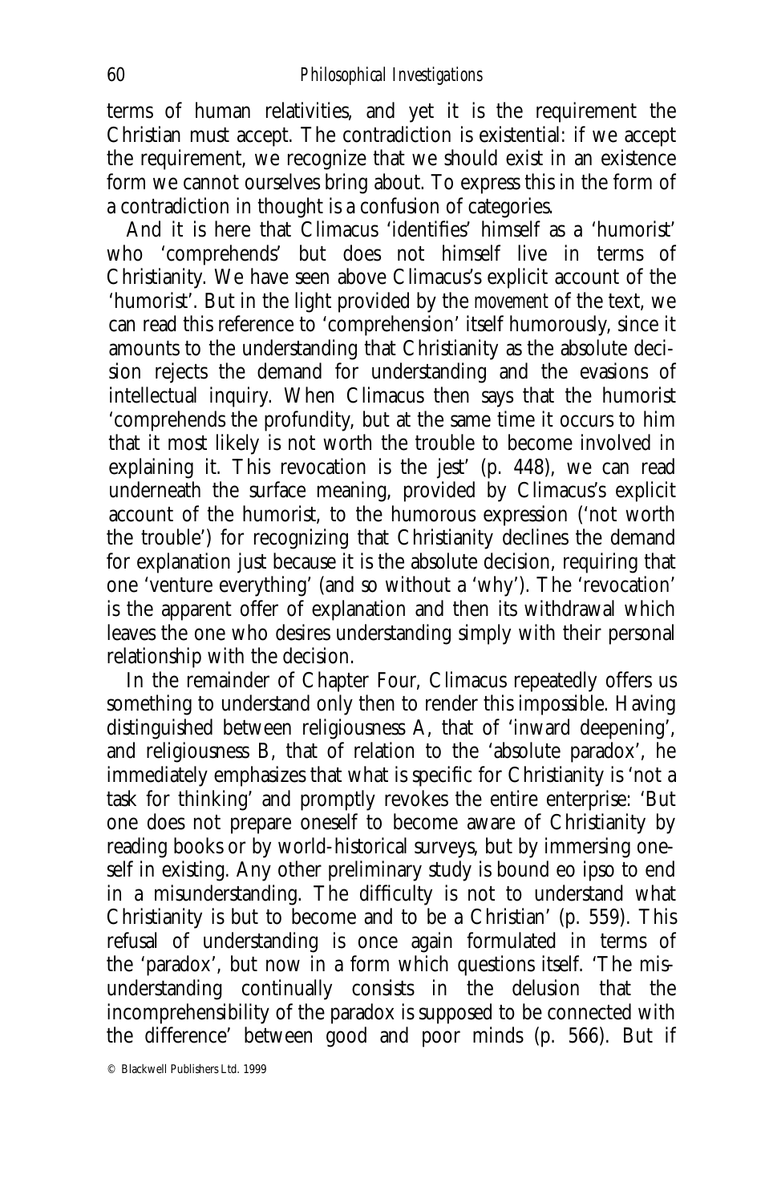terms of human relativities, and yet it is the requirement the Christian must accept. The contradiction is existential: if we accept the requirement, we recognize that we should exist in an existence form we cannot ourselves bring about. To express this in the form of a contradiction in thought is a confusion of categories.

And it is here that Climacus 'identifies' himself as a 'humorist' who 'comprehends' but does not himself live in terms of Christianity. We have seen above Climacus's explicit account of the 'humorist'. But in the light provided by the *movement* of the text, we can read this reference to 'comprehension' itself humorously, since it amounts to the understanding that Christianity as the absolute decision rejects the demand for understanding and the evasions of intellectual inquiry. When Climacus then says that the humorist 'comprehends the profundity, but at the same time it occurs to him that it most likely is not worth the trouble to become involved in explaining it. This revocation is the jest' (p. 448), we can read underneath the surface meaning, provided by Climacus's explicit account of the humorist, to the humorous expression ('not worth the trouble') for recognizing that Christianity declines the demand for explanation just because it is the absolute decision, requiring that one 'venture everything' (and so without a 'why'). The 'revocation' is the apparent offer of explanation and then its withdrawal which leaves the one who desires understanding simply with their personal relationship with the decision.

In the remainder of Chapter Four, Climacus repeatedly offers us something to understand only then to render this impossible. Having distinguished between religiousness A, that of 'inward deepening', and religiousness B, that of relation to the 'absolute paradox', he immediately emphasizes that what is specific for Christianity is 'not a task for thinking' and promptly revokes the entire enterprise: 'But one does not prepare oneself to become aware of Christianity by reading books or by world-historical surveys, but by immersing oneself in existing. Any other preliminary study is bound eo ipso to end in a misunderstanding. The difficulty is not to understand what Christianity is but to become and to be a Christian' (p. 559). This refusal of understanding is once again formulated in terms of the 'paradox', but now in a form which questions itself. 'The misunderstanding continually consists in the delusion that the incomprehensibility of the paradox is supposed to be connected with the difference' between good and poor minds (p. 566). But if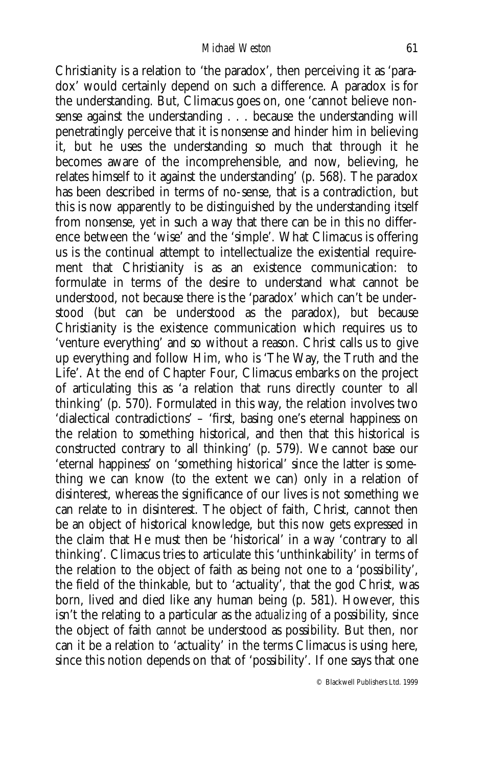Christianity is a relation to 'the paradox', then perceiving it as 'paradox' would certainly depend on such a difference. A paradox is for the understanding. But, Climacus goes on, one 'cannot believe nonsense against the understanding . . . because the understanding will penetratingly perceive that it is nonsense and hinder him in believing it, but he uses the understanding so much that through it he becomes aware of the incomprehensible, and now, believing, he relates himself to it against the understanding' (p. 568). The paradox has been described in terms of no-sense, that is a contradiction, but this is now apparently to be distinguished by the understanding itself from nonsense, yet in such a way that there can be in this no difference between the 'wise' and the 'simple'. What Climacus is offering us is the continual attempt to intellectualize the existential requirement that Christianity is as an existence communication: to formulate in terms of the desire to understand what cannot be understood, not because there is the 'paradox' which can't be understood (but can be understood as the paradox), but because Christianity is the existence communication which requires us to 'venture everything' and so without a reason. Christ calls us to give up everything and follow Him, who is 'The Way, the Truth and the Life'. At the end of Chapter Four, Climacus embarks on the project of articulating this as 'a relation that runs directly counter to all thinking' (p. 570). Formulated in this way, the relation involves two 'dialectical contradictions' – 'first, basing one's eternal happiness on the relation to something historical, and then that this historical is constructed contrary to all thinking' (p. 579). We cannot base our 'eternal happiness' on 'something historical' since the latter is something we can know (to the extent we can) only in a relation of disinterest, whereas the significance of our lives is not something we can relate to in disinterest. The object of faith, Christ, cannot then be an object of historical knowledge, but this now gets expressed in the claim that He must then be 'historical' in a way 'contrary to all thinking'. Climacus tries to articulate this 'unthinkability' in terms of the relation to the object of faith as being not one to a 'possibility', the field of the thinkable, but to 'actuality', that the god Christ, was born, lived and died like any human being (p. 581). However, this isn't the relating to a particular as the *actualizing* of a possibility, since the object of faith *cannot* be understood as possibility. But then, nor can it be a relation to 'actuality' in the terms Climacus is using here, since this notion depends on that of 'possibility'. If one says that one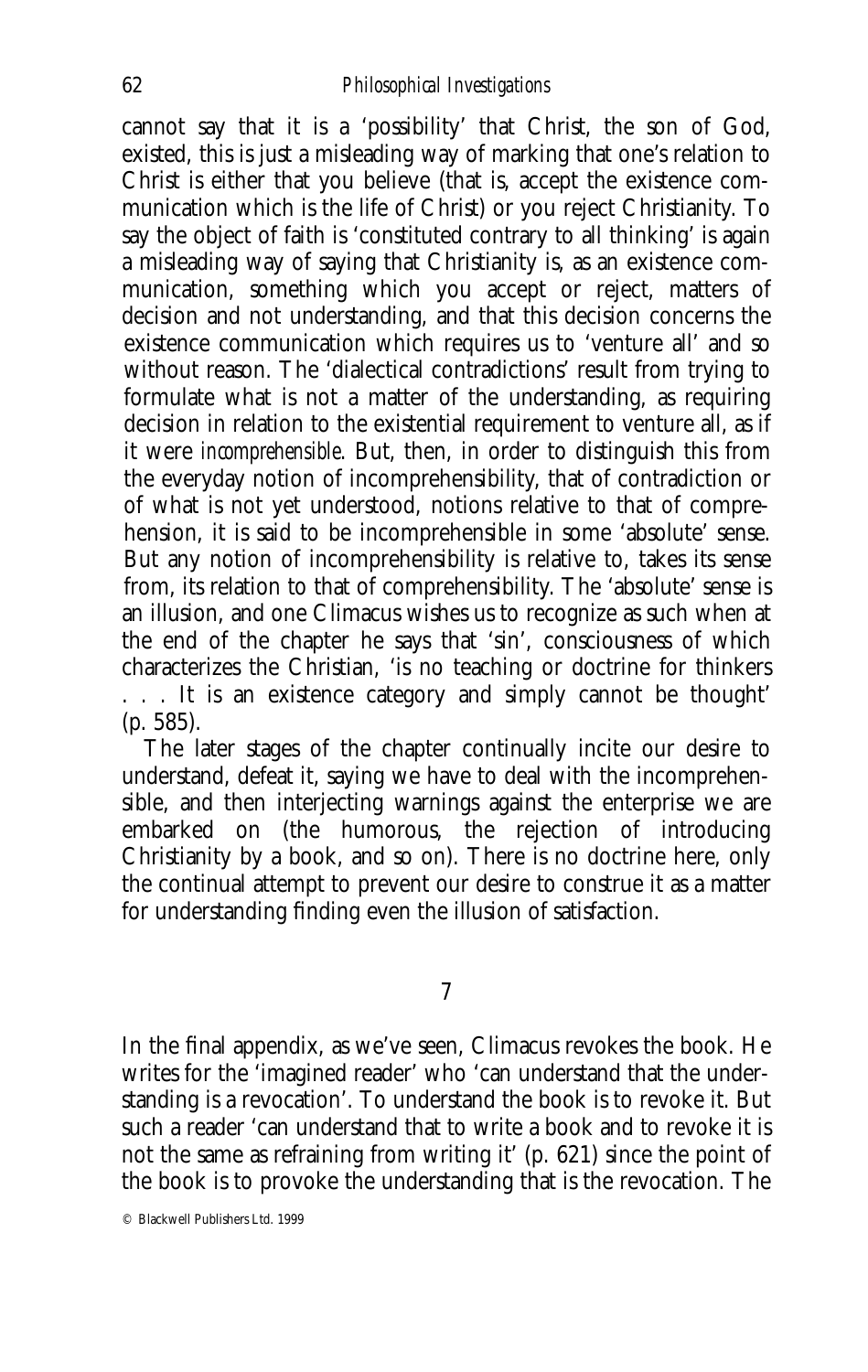cannot say that it is a 'possibility' that Christ, the son of God, existed, this is just a misleading way of marking that one's relation to Christ is either that you believe (that is, accept the existence communication which is the life of Christ) or you reject Christianity. To say the object of faith is 'constituted contrary to all thinking' is again a misleading way of saying that Christianity is, as an existence communication, something which you accept or reject, matters of decision and not understanding, and that this decision concerns the existence communication which requires us to 'venture all' and so without reason. The 'dialectical contradictions' result from trying to formulate what is not a matter of the understanding, as requiring decision in relation to the existential requirement to venture all, as if it were *incomprehensible*. But, then, in order to distinguish this from the everyday notion of incomprehensibility, that of contradiction or of what is not yet understood, notions relative to that of comprehension, it is said to be incomprehensible in some 'absolute' sense. But any notion of incomprehensibility is relative to, takes its sense from, its relation to that of comprehensibility. The 'absolute' sense is an illusion, and one Climacus wishes us to recognize as such when at the end of the chapter he says that 'sin', consciousness of which characterizes the Christian, 'is no teaching or doctrine for thinkers . . . It is an existence category and simply cannot be thought' (p. 585).

The later stages of the chapter continually incite our desire to understand, defeat it, saying we have to deal with the incomprehensible, and then interjecting warnings against the enterprise we are embarked on (the humorous, the rejection of introducing Christianity by a book, and so on). There is no doctrine here, only the continual attempt to prevent our desire to construe it as a matter for understanding finding even the illusion of satisfaction.

## 7

In the final appendix, as we've seen, Climacus revokes the book. He writes for the 'imagined reader' who 'can understand that the understanding is a revocation'. To understand the book is to revoke it. But such a reader 'can understand that to write a book and to revoke it is not the same as refraining from writing it' (p. 621) since the point of the book is to provoke the understanding that is the revocation. The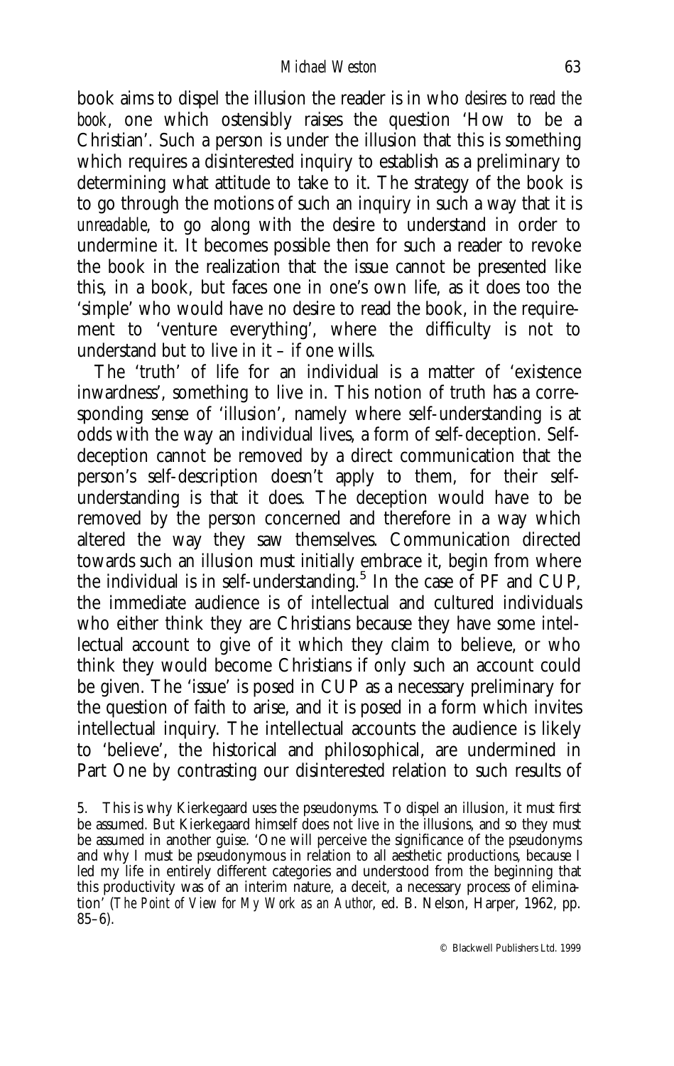book aims to dispel the illusion the reader is in who *desires to read the book*, one which ostensibly raises the question 'How to be a Christian'. Such a person is under the illusion that this is something which requires a disinterested inquiry to establish as a preliminary to determining what attitude to take to it. The strategy of the book is to go through the motions of such an inquiry in such a way that it is *unreadable*, to go along with the desire to understand in order to undermine it. It becomes possible then for such a reader to revoke the book in the realization that the issue cannot be presented like this, in a book, but faces one in one's own life, as it does too the 'simple' who would have no desire to read the book, in the requirement to 'venture everything', where the difficulty is not to understand but to live in it – if one wills.

The 'truth' of life for an individual is a matter of 'existence inwardness', something to live in. This notion of truth has a corresponding sense of 'illusion', namely where self-understanding is at odds with the way an individual lives, a form of self-deception. Self-deception cannot be removed by a direct communication that the person's self-description doesn't apply to them, for their self-understanding is that it does. The deception would have to be removed by the person concerned and therefore in a way which altered the way they saw themselves. Communication directed towards such an illusion must initially embrace it, begin from where the individual is in self-understanding.[5] In the case of PF and CUP, the immediate audience is of intellectual and cultured individuals who either think they are Christians because they have some intellectual account to give of it which they claim to believe, or who think they would become Christians if only such an account could be given. The 'issue' is posed in CUP as a necessary preliminary for the question of faith to arise, and it is posed in a form which invites intellectual inquiry. The intellectual accounts the audience is likely to 'believe', the historical and philosophical, are undermined in Part One by contrasting our disinterested relation to such results of

5. This is why Kierkegaard uses the pseudonyms. To dispel an illusion, it must first be assumed. But Kierkegaard himself does not live in the illusions, and so they must be assumed in another guise. 'One will perceive the significance of the pseudonyms and why I must be pseudonymous in relation to all aesthetic productions, because I led my life in entirely different categories and understood from the beginning that this productivity was of an interim nature, a deceit, a necessary process of elimination' (*The Point of View for My Work as an Author*, ed. B. Nelson, Harper, 1962, pp. 85–6).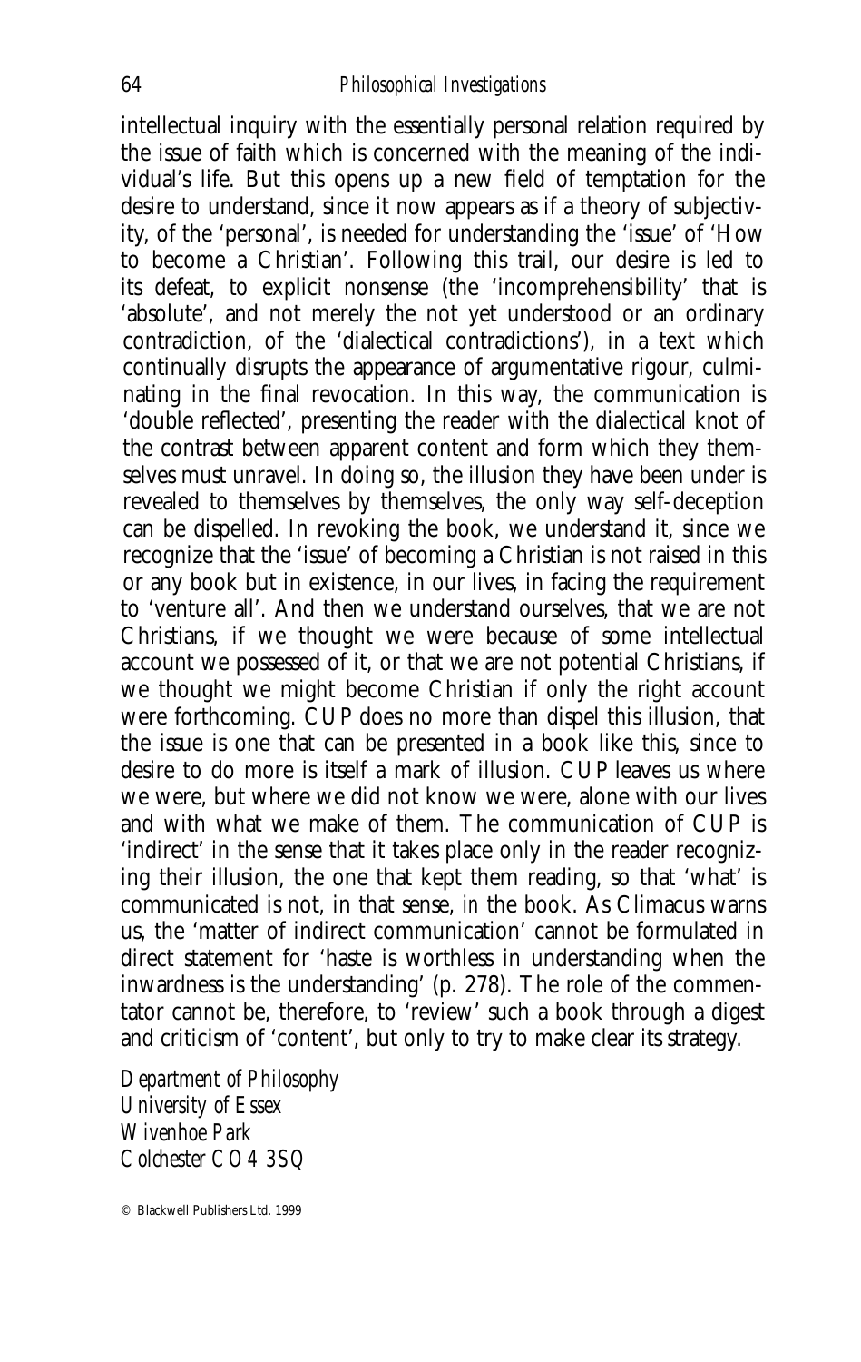intellectual inquiry with the essentially personal relation required by the issue of faith which is concerned with the meaning of the individual's life. But this opens up a new field of temptation for the desire to understand, since it now appears as if a theory of subjectivity, of the 'personal', is needed for understanding the 'issue' of 'How to become a Christian'. Following this trail, our desire is led to its defeat, to explicit nonsense (the 'incomprehensibility' that is 'absolute', and not merely the not yet understood or an ordinary contradiction, of the 'dialectical contradictions'), in a text which continually disrupts the appearance of argumentative rigour, culminating in the final revocation. In this way, the communication is 'double reflected', presenting the reader with the dialectical knot of the contrast between apparent content and form which they themselves must unravel. In doing so, the illusion they have been under is revealed to themselves by themselves, the only way self-deception can be dispelled. In revoking the book, we understand it, since we recognize that the 'issue' of becoming a Christian is not raised in this or any book but in existence, in our lives, in facing the requirement to 'venture all'. And then we understand ourselves, that we are not Christians, if we thought we were because of some intellectual account we possessed of it, or that we are not potential Christians, if we thought we might become Christian if only the right account were forthcoming. CUP does no more than dispel this illusion, that the issue is one that can be presented in a book like this, since to desire to do more is itself a mark of illusion. CUP leaves us where we were, but where we did not know we were, alone with our lives and with what we make of them. The communication of CUP is 'indirect' in the sense that it takes place only in the reader recognizing their illusion, the one that kept them reading, so that 'what' is communicated is not, in that sense, *in* the book. As Climacus warns us, the 'matter of indirect communication' cannot be formulated in direct statement for 'haste is worthless in understanding when the inwardness is the understanding' (p. 278). The role of the commentator cannot be, therefore, to 'review' such a book through a digest and criticism of 'content', but only to try to make clear its strategy.

*Department of Philosophy*
*University of Essex*
*Wivenhoe Park*
*Colchester CO4 3SQ*

© Blackwell Publishers Ltd. 1999